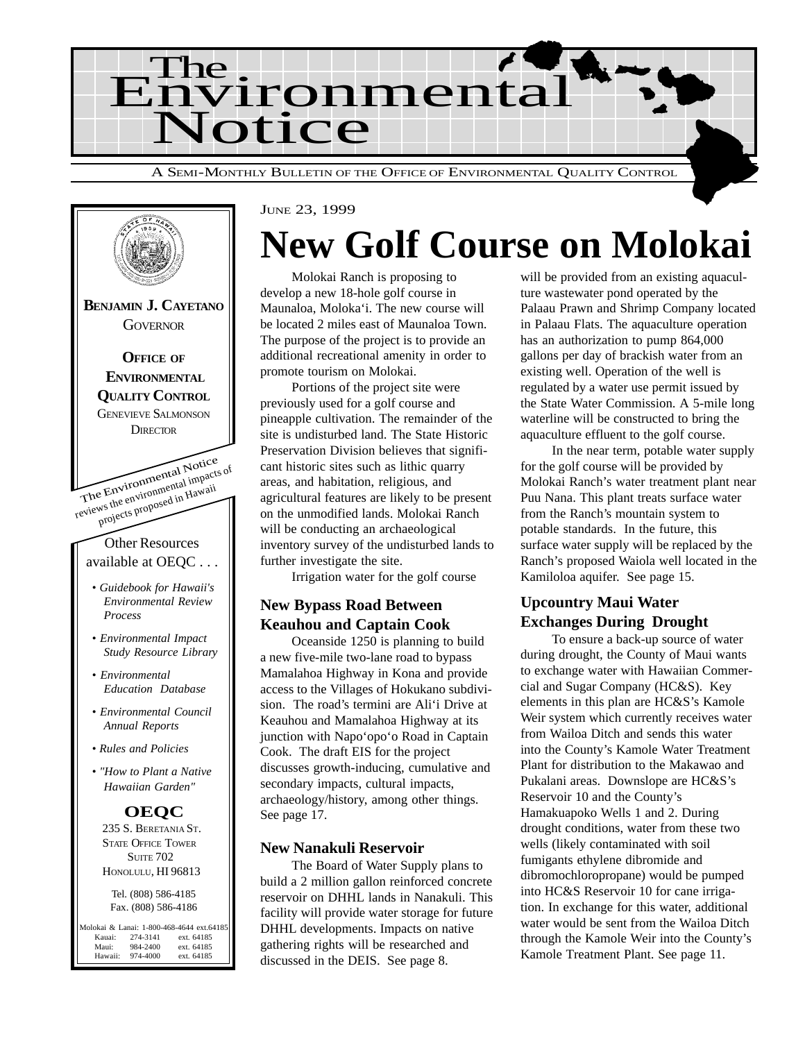# The Environmental Notice

A SEMI-MONTHLY BULLETIN OF THE OFFICE OF ENVIRONMENTAL QUALITY CONTROL

**BENJAMIN J. CAYETANO**
GOVERNOR

**OFFICE OF ENVIRONMENTAL QUALITY CONTROL**
GENEVIEVE SALMONSON
DIRECTOR

The Environmental Notice reviews the environmental impacts of projects proposed in Hawaii

Other Resources available at OEQC . . .

- *Guidebook for Hawaii's Environmental Review Process*
- *Environmental Impact Study Resource Library*
- *Environmental Education Database*
- *Environmental Council Annual Reports*
- *Rules and Policies*
- *"How to Plant a Native Hawaiian Garden"*

**OEQC**
235 S. BERETANIA ST.
STATE OFFICE TOWER
SUITE 702
HONOLULU, HI 96813

Tel. (808) 586-4185
Fax. (808) 586-4186

Molokai & Lanai: 1-800-468-4644 ext.64185
Kauai: 274-3141 ext. 64185
Maui: 984-2400 ext. 64185
Hawaii: 974-4000 ext. 64185

JUNE 23, 1999

# New Golf Course on Molokai

Molokai Ranch is proposing to develop a new 18-hole golf course in Maunaloa, Moloka'i. The new course will be located 2 miles east of Maunaloa Town. The purpose of the project is to provide an additional recreational amenity in order to promote tourism on Molokai.

Portions of the project site were previously used for a golf course and pineapple cultivation. The remainder of the site is undisturbed land. The State Historic Preservation Division believes that significant historic sites such as lithic quarry areas, and habitation, religious, and agricultural features are likely to be present on the unmodified lands. Molokai Ranch will be conducting an archaeological inventory survey of the undisturbed lands to further investigate the site.

Irrigation water for the golf course will be provided from an existing aquaculture wastewater pond operated by the Palaau Prawn and Shrimp Company located in Palaau Flats. The aquaculture operation has an authorization to pump 864,000 gallons per day of brackish water from an existing well. Operation of the well is regulated by a water use permit issued by the State Water Commission. A 5-mile long waterline will be constructed to bring the aquaculture effluent to the golf course.

In the near term, potable water supply for the golf course will be provided by Molokai Ranch's water treatment plant near Puu Nana. This plant treats surface water from the Ranch's mountain system to potable standards. In the future, this surface water supply will be replaced by the Ranch's proposed Waiola well located in the Kamiloloa aquifer. See page 15.

### New Bypass Road Between Keauhou and Captain Cook

Oceanside 1250 is planning to build a new five-mile two-lane road to bypass Mamalahoa Highway in Kona and provide access to the Villages of Hokukano subdivision. The road's termini are Ali'i Drive at Keauhou and Mamalahoa Highway at its junction with Napo'opo'o Road in Captain Cook. The draft EIS for the project discusses growth-inducing, cumulative and secondary impacts, cultural impacts, archaeology/history, among other things. See page 17.

### New Nanakuli Reservoir

The Board of Water Supply plans to build a 2 million gallon reinforced concrete reservoir on DHHL lands in Nanakuli. This facility will provide water storage for future DHHL developments. Impacts on native gathering rights will be researched and discussed in the DEIS. See page 8.

### Upcountry Maui Water Exchanges During Drought

To ensure a back-up source of water during drought, the County of Maui wants to exchange water with Hawaiian Commercial and Sugar Company (HC&S). Key elements in this plan are HC&S's Kamole Weir system which currently receives water from Wailoa Ditch and sends this water into the County's Kamole Water Treatment Plant for distribution to the Makawao and Pukalani areas. Downslope are HC&S's Reservoir 10 and the County's Hamakuapoko Wells 1 and 2. During drought conditions, water from these two wells (likely contaminated with soil fumigants ethylene dibromide and dibromochloropropane) would be pumped into HC&S Reservoir 10 for cane irrigation. In exchange for this water, additional water would be sent from the Wailoa Ditch through the Kamole Weir into the County's Kamole Treatment Plant. See page 11.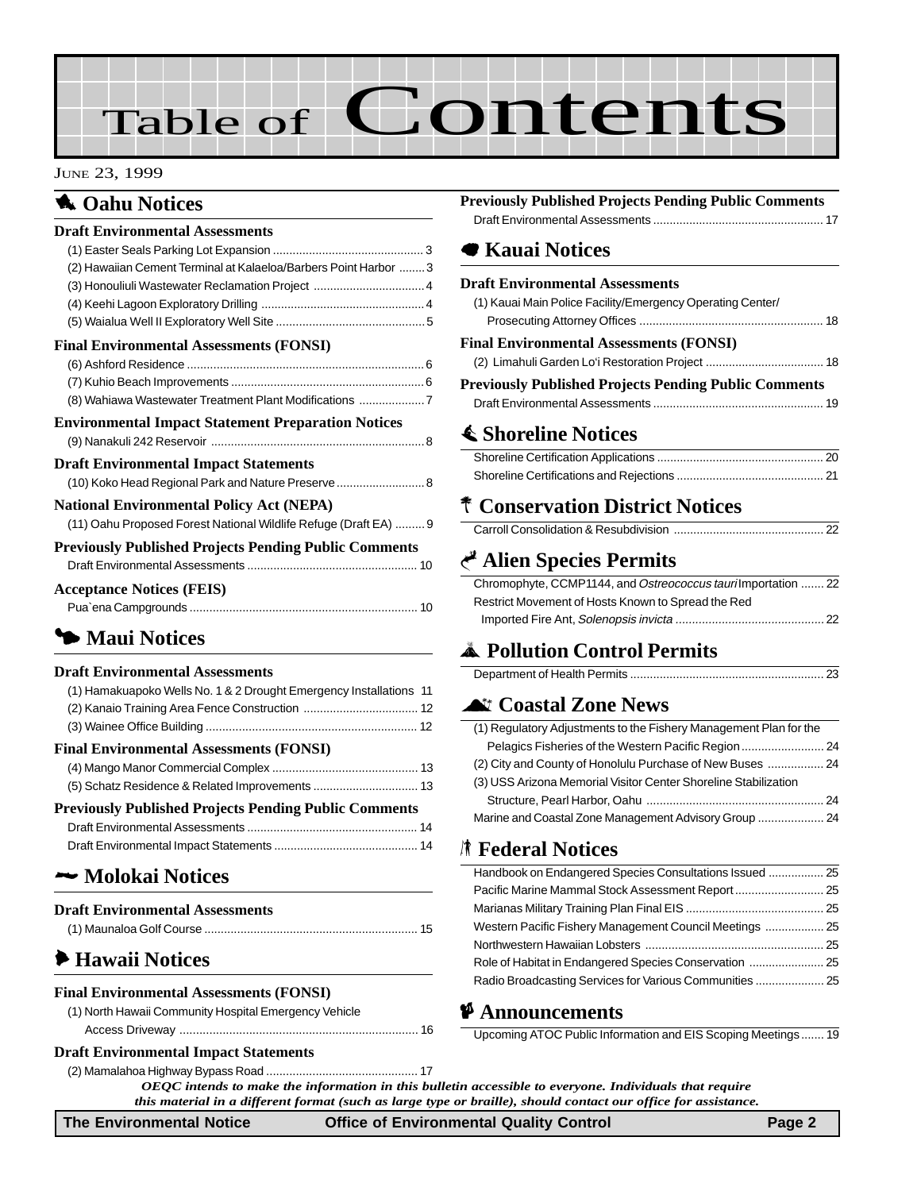# Table of Contents

JUNE 23, 1999

## Oahu Notices

### Draft Environmental Assessments

- (1) Easter Seals Parking Lot Expansion ... 3
- (2) Hawaiian Cement Terminal at Kalaeloa/Barbers Point Harbor ... 3
- (3) Honouliuli Wastewater Reclamation Project ... 4
- (4) Keehi Lagoon Exploratory Drilling ... 4
- (5) Waialua Well II Exploratory Well Site ... 5

### Final Environmental Assessments (FONSI)

- (6) Ashford Residence ... 6
- (7) Kuhio Beach Improvements ... 6
- (8) Wahiawa Wastewater Treatment Plant Modifications ... 7

### Environmental Impact Statement Preparation Notices

- (9) Nanakuli 242 Reservoir ... 8

### Draft Environmental Impact Statements

- (10) Koko Head Regional Park and Nature Preserve ... 8

### National Environmental Policy Act (NEPA)

- (11) Oahu Proposed Forest National Wildlife Refuge (Draft EA) ... 9

### Previously Published Projects Pending Public Comments

- Draft Environmental Assessments ... 10

### Acceptance Notices (FEIS)

- Pua`ena Campgrounds ... 10

## Maui Notices

### Draft Environmental Assessments

- (1) Hamakuapoko Wells No. 1 & 2 Drought Emergency Installations 11
- (2) Kanaio Training Area Fence Construction ... 12
- (3) Wainee Office Building ... 12

### Final Environmental Assessments (FONSI)

- (4) Mango Manor Commercial Complex ... 13
- (5) Schatz Residence & Related Improvements ... 13

### Previously Published Projects Pending Public Comments

- Draft Environmental Assessments ... 14
- Draft Environmental Impact Statements ... 14

## Molokai Notices

### Draft Environmental Assessments

- (1) Maunaloa Golf Course ... 15

## Hawaii Notices

### Final Environmental Assessments (FONSI)

- (1) North Hawaii Community Hospital Emergency Vehicle Access Driveway ... 16

### Draft Environmental Impact Statements

- (2) Mamalahoa Highway Bypass Road ... 17

### Previously Published Projects Pending Public Comments

- Draft Environmental Assessments ... 17

## Kauai Notices

### Draft Environmental Assessments

- (1) Kauai Main Police Facility/Emergency Operating Center/ Prosecuting Attorney Offices ... 18

### Final Environmental Assessments (FONSI)

- (2) Limahuli Garden Lo'i Restoration Project ... 18

### Previously Published Projects Pending Public Comments

- Draft Environmental Assessments ... 19

## Shoreline Notices

- Shoreline Certification Applications ... 20
- Shoreline Certifications and Rejections ... 21

## Conservation District Notices

- Carroll Consolidation & Resubdivision ... 22

## Alien Species Permits

- Chromophyte, CCMP1144, and *Ostreococcus tauri* Importation ... 22
- Restrict Movement of Hosts Known to Spread the Red Imported Fire Ant, *Solenopsis invicta* ... 22

## Pollution Control Permits

- Department of Health Permits ... 23

## Coastal Zone News

- (1) Regulatory Adjustments to the Fishery Management Plan for the Pelagics Fisheries of the Western Pacific Region ... 24
- (2) City and County of Honolulu Purchase of New Buses ... 24
- (3) USS Arizona Memorial Visitor Center Shoreline Stabilization Structure, Pearl Harbor, Oahu ... 24
- Marine and Coastal Zone Management Advisory Group ... 24

## Federal Notices

- Handbook on Endangered Species Consultations Issued ... 25
- Pacific Marine Mammal Stock Assessment Report ... 25
- Marianas Military Training Plan Final EIS ... 25
- Western Pacific Fishery Management Council Meetings ... 25
- Northwestern Hawaiian Lobsters ... 25
- Role of Habitat in Endangered Species Conservation ... 25
- Radio Broadcasting Services for Various Communities ... 25

## Announcements

- Upcoming ATOC Public Information and EIS Scoping Meetings ... 19

***OEQC intends to make the information in this bulletin accessible to everyone. Individuals that require this material in a different format (such as large type or braille), should contact our office for assistance.***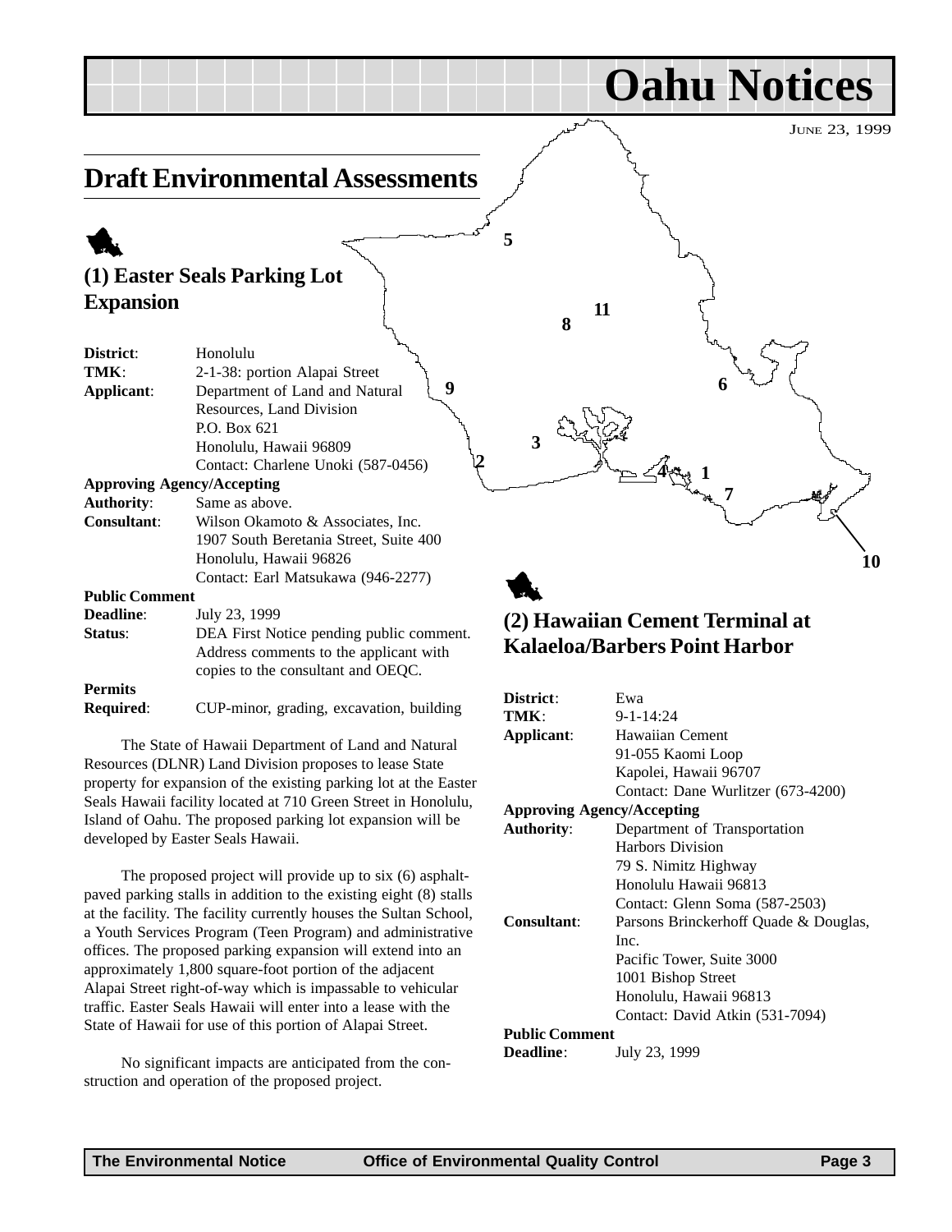# Oahu Notices

JUNE 23, 1999

## Draft Environmental Assessments

### (1) Easter Seals Parking Lot Expansion

| | |
|---|---|
| **District**: | Honolulu |
| **TMK**: | 2-1-38: portion Alapai Street |
| **Applicant**: | Department of Land and Natural Resources, Land Division<br>P.O. Box 621<br>Honolulu, Hawaii 96809<br>Contact: Charlene Unoki (587-0456) |
| **Approving Agency/Accepting Authority**: | Same as above. |
| **Consultant**: | Wilson Okamoto & Associates, Inc.<br>1907 South Beretania Street, Suite 400<br>Honolulu, Hawaii 96826<br>Contact: Earl Matsukawa (946-2277) |
| **Public Comment Deadline**: | July 23, 1999 |
| **Status**: | DEA First Notice pending public comment. Address comments to the applicant with copies to the consultant and OEQC. |
| **Permits Required**: | CUP-minor, grading, excavation, building |

The State of Hawaii Department of Land and Natural Resources (DLNR) Land Division proposes to lease State property for expansion of the existing parking lot at the Easter Seals Hawaii facility located at 710 Green Street in Honolulu, Island of Oahu. The proposed parking lot expansion will be developed by Easter Seals Hawaii.

The proposed project will provide up to six (6) asphalt-paved parking stalls in addition to the existing eight (8) stalls at the facility. The facility currently houses the Sultan School, a Youth Services Program (Teen Program) and administrative offices. The proposed parking expansion will extend into an approximately 1,800 square-foot portion of the adjacent Alapai Street right-of-way which is impassable to vehicular traffic. Easter Seals Hawaii will enter into a lease with the State of Hawaii for use of this portion of Alapai Street.

No significant impacts are anticipated from the construction and operation of the proposed project.

### (2) Hawaiian Cement Terminal at Kalaeloa/Barbers Point Harbor

| | |
|---|---|
| **District**: | Ewa |
| **TMK**: | 9-1-14:24 |
| **Applicant**: | Hawaiian Cement<br>91-055 Kaomi Loop<br>Kapolei, Hawaii 96707<br>Contact: Dane Wurlitzer (673-4200) |
| **Approving Agency/Accepting Authority**: | Department of Transportation<br>Harbors Division<br>79 S. Nimitz Highway<br>Honolulu Hawaii 96813<br>Contact: Glenn Soma (587-2503) |
| **Consultant**: | Parsons Brinckerhoff Quade & Douglas, Inc.<br>Pacific Tower, Suite 3000<br>1001 Bishop Street<br>Honolulu, Hawaii 96813<br>Contact: David Atkin (531-7094) |
| **Public Comment Deadline**: | July 23, 1999 |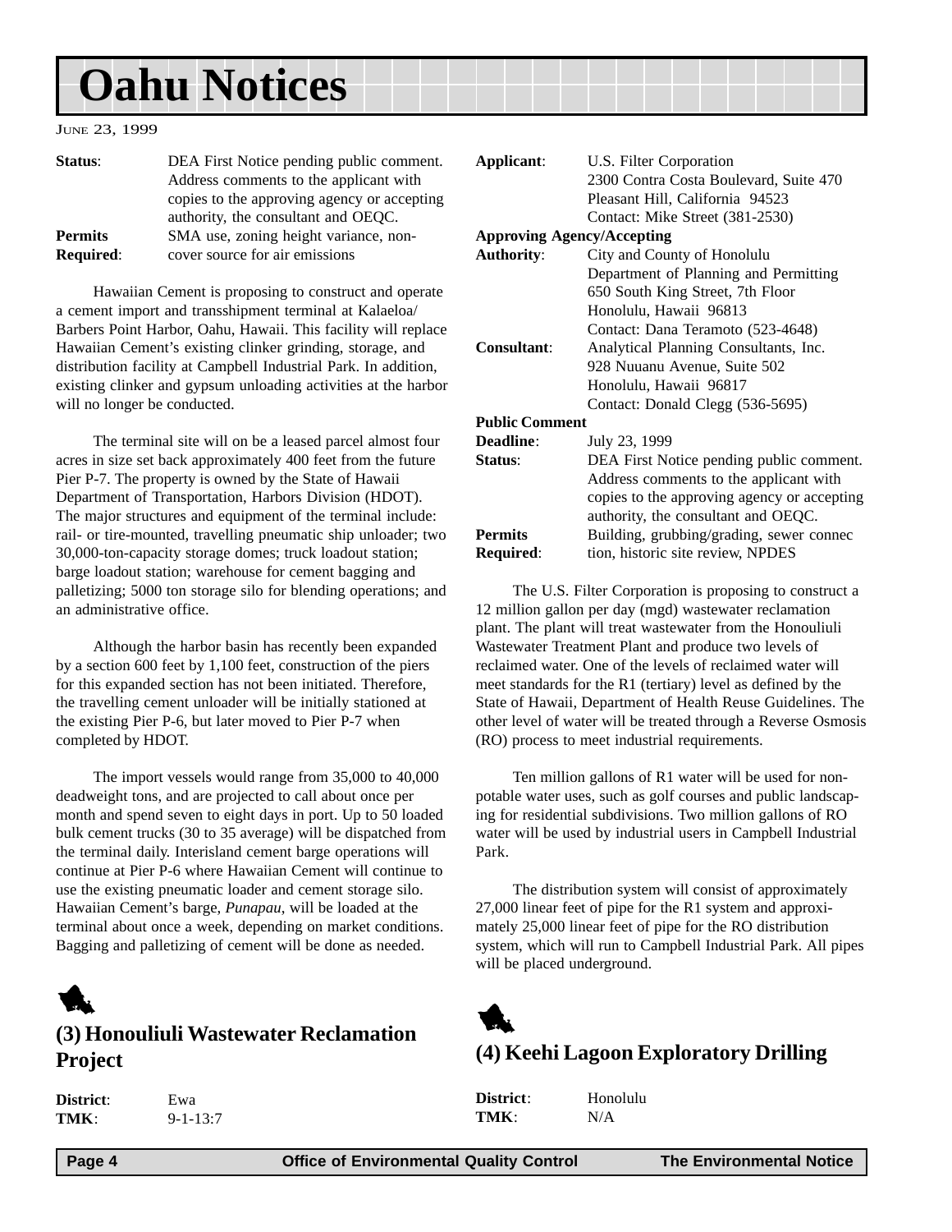# Oahu Notices

JUNE 23, 1999

**Status**: DEA First Notice pending public comment. Address comments to the applicant with copies to the approving agency or accepting authority, the consultant and OEQC.

**Permits Required**: SMA use, zoning height variance, non-cover source for air emissions

Hawaiian Cement is proposing to construct and operate a cement import and transshipment terminal at Kalaeloa/ Barbers Point Harbor, Oahu, Hawaii. This facility will replace Hawaiian Cement's existing clinker grinding, storage, and distribution facility at Campbell Industrial Park. In addition, existing clinker and gypsum unloading activities at the harbor will no longer be conducted.

The terminal site will on be a leased parcel almost four acres in size set back approximately 400 feet from the future Pier P-7. The property is owned by the State of Hawaii Department of Transportation, Harbors Division (HDOT). The major structures and equipment of the terminal include: rail- or tire-mounted, travelling pneumatic ship unloader; two 30,000-ton-capacity storage domes; truck loadout station; barge loadout station; warehouse for cement bagging and palletizing; 5000 ton storage silo for blending operations; and an administrative office.

Although the harbor basin has recently been expanded by a section 600 feet by 1,100 feet, construction of the piers for this expanded section has not been initiated. Therefore, the travelling cement unloader will be initially stationed at the existing Pier P-6, but later moved to Pier P-7 when completed by HDOT.

The import vessels would range from 35,000 to 40,000 deadweight tons, and are projected to call about once per month and spend seven to eight days in port. Up to 50 loaded bulk cement trucks (30 to 35 average) will be dispatched from the terminal daily. Interisland cement barge operations will continue at Pier P-6 where Hawaiian Cement will continue to use the existing pneumatic loader and cement storage silo. Hawaiian Cement's barge, *Punapau*, will be loaded at the terminal about once a week, depending on market conditions. Bagging and palletizing of cement will be done as needed.

## (3) Honouliuli Wastewater Reclamation Project

**District**: Ewa
**TMK**: 9-1-13:7

**Applicant**: U.S. Filter Corporation
2300 Contra Costa Boulevard, Suite 470
Pleasant Hill, California 94523
Contact: Mike Street (381-2530)

**Approving Agency/Accepting Authority**: City and County of Honolulu
Department of Planning and Permitting
650 South King Street, 7th Floor
Honolulu, Hawaii 96813
Contact: Dana Teramoto (523-4648)

**Consultant**: Analytical Planning Consultants, Inc.
928 Nuuanu Avenue, Suite 502
Honolulu, Hawaii 96817
Contact: Donald Clegg (536-5695)

**Public Comment Deadline**: July 23, 1999

**Status**: DEA First Notice pending public comment. Address comments to the applicant with copies to the approving agency or accepting authority, the consultant and OEQC.

**Permits Required**: Building, grubbing/grading, sewer connection, historic site review, NPDES

The U.S. Filter Corporation is proposing to construct a 12 million gallon per day (mgd) wastewater reclamation plant. The plant will treat wastewater from the Honouliuli Wastewater Treatment Plant and produce two levels of reclaimed water. One of the levels of reclaimed water will meet standards for the R1 (tertiary) level as defined by the State of Hawaii, Department of Health Reuse Guidelines. The other level of water will be treated through a Reverse Osmosis (RO) process to meet industrial requirements.

Ten million gallons of R1 water will be used for non-potable water uses, such as golf courses and public landscaping for residential subdivisions. Two million gallons of RO water will be used by industrial users in Campbell Industrial Park.

The distribution system will consist of approximately 27,000 linear feet of pipe for the R1 system and approximately 25,000 linear feet of pipe for the RO distribution system, which will run to Campbell Industrial Park. All pipes will be placed underground.

## (4) Keehi Lagoon Exploratory Drilling

**District**: Honolulu
**TMK**: N/A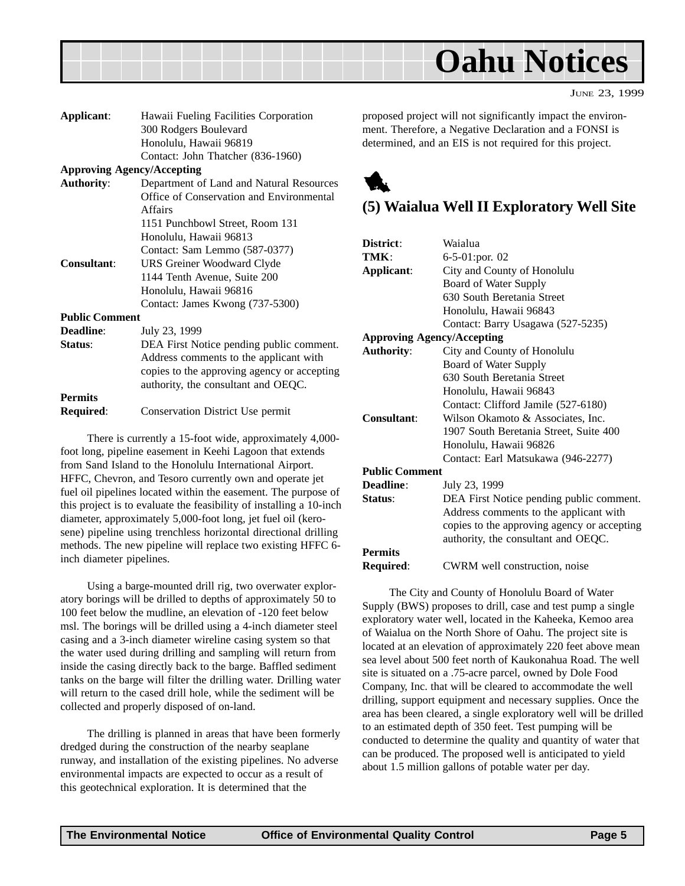| | |
|---|---|
| **Applicant**: | Hawaii Fueling Facilities Corporation<br>300 Rodgers Boulevard<br>Honolulu, Hawaii 96819<br>Contact: John Thatcher (836-1960) |
| **Approving Agency/Accepting** | |
| **Authority**: | Department of Land and Natural Resources<br>Office of Conservation and Environmental Affairs<br>1151 Punchbowl Street, Room 131<br>Honolulu, Hawaii 96813<br>Contact: Sam Lemmo (587-0377) |
| **Consultant**: | URS Greiner Woodward Clyde<br>1144 Tenth Avenue, Suite 200<br>Honolulu, Hawaii 96816<br>Contact: James Kwong (737-5300) |
| **Public Comment** | |
| **Deadline**: | July 23, 1999 |
| **Status**: | DEA First Notice pending public comment. Address comments to the applicant with copies to the approving agency or accepting authority, the consultant and OEQC. |
| **Permits** | |
| **Required**: | Conservation District Use permit |

There is currently a 15-foot wide, approximately 4,000-foot long, pipeline easement in Keehi Lagoon that extends from Sand Island to the Honolulu International Airport. HFFC, Chevron, and Tesoro currently own and operate jet fuel oil pipelines located within the easement. The purpose of this project is to evaluate the feasibility of installing a 10-inch diameter, approximately 5,000-foot long, jet fuel oil (kerosene) pipeline using trenchless horizontal directional drilling methods. The new pipeline will replace two existing HFFC 6-inch diameter pipelines.

Using a barge-mounted drill rig, two overwater exploratory borings will be drilled to depths of approximately 50 to 100 feet below the mudline, an elevation of -120 feet below msl. The borings will be drilled using a 4-inch diameter steel casing and a 3-inch diameter wireline casing system so that the water used during drilling and sampling will return from inside the casing directly back to the barge. Baffled sediment tanks on the barge will filter the drilling water. Drilling water will return to the cased drill hole, while the sediment will be collected and properly disposed of on-land.

The drilling is planned in areas that have been formerly dredged during the construction of the nearby seaplane runway, and installation of the existing pipelines. No adverse environmental impacts are expected to occur as a result of this geotechnical exploration. It is determined that the proposed project will not significantly impact the environment. Therefore, a Negative Declaration and a FONSI is determined, and an EIS is not required for this project.

## (5) Waialua Well II Exploratory Well Site

| | |
|---|---|
| **District**: | Waialua |
| **TMK**: | 6-5-01:por. 02 |
| **Applicant**: | City and County of Honolulu<br>Board of Water Supply<br>630 South Beretania Street<br>Honolulu, Hawaii 96843<br>Contact: Barry Usagawa (527-5235) |
| **Approving Agency/Accepting** | |
| **Authority**: | City and County of Honolulu<br>Board of Water Supply<br>630 South Beretania Street<br>Honolulu, Hawaii 96843<br>Contact: Clifford Jamile (527-6180) |
| **Consultant**: | Wilson Okamoto & Associates, Inc.<br>1907 South Beretania Street, Suite 400<br>Honolulu, Hawaii 96826<br>Contact: Earl Matsukawa (946-2277) |
| **Public Comment** | |
| **Deadline**: | July 23, 1999 |
| **Status**: | DEA First Notice pending public comment. Address comments to the applicant with copies to the approving agency or accepting authority, the consultant and OEQC. |
| **Permits** | |
| **Required**: | CWRM well construction, noise |

The City and County of Honolulu Board of Water Supply (BWS) proposes to drill, case and test pump a single exploratory water well, located in the Kaheeka, Kemoo area of Waialua on the North Shore of Oahu. The project site is located at an elevation of approximately 220 feet above mean sea level about 500 feet north of Kaukonahua Road. The well site is situated on a .75-acre parcel, owned by Dole Food Company, Inc. that will be cleared to accommodate the well drilling, support equipment and necessary supplies. Once the area has been cleared, a single exploratory well will be drilled to an estimated depth of 350 feet. Test pumping will be conducted to determine the quality and quantity of water that can be produced. The proposed well is anticipated to yield about 1.5 million gallons of potable water per day.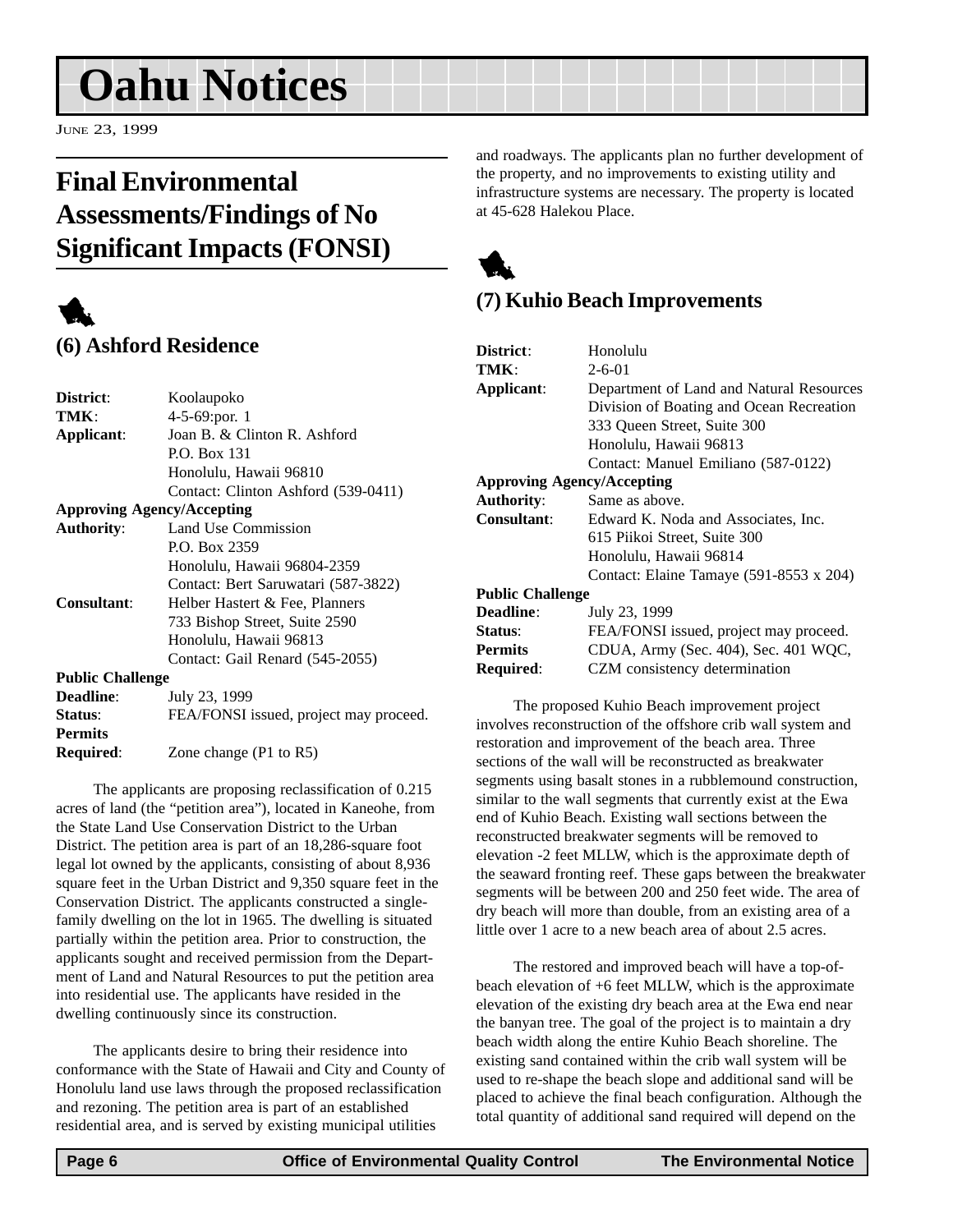# Oahu Notices

June 23, 1999

## Final Environmental Assessments/Findings of No Significant Impacts (FONSI)

### (6) Ashford Residence

| | |
|---|---|
| **District**: | Koolaupoko |
| **TMK**: | 4-5-69:por. 1 |
| **Applicant**: | Joan B. & Clinton R. Ashford<br>P.O. Box 131<br>Honolulu, Hawaii 96810<br>Contact: Clinton Ashford (539-0411) |
| **Approving Agency/Accepting Authority**: | Land Use Commission<br>P.O. Box 2359<br>Honolulu, Hawaii 96804-2359<br>Contact: Bert Saruwatari (587-3822) |
| **Consultant**: | Helber Hastert & Fee, Planners<br>733 Bishop Street, Suite 2590<br>Honolulu, Hawaii 96813<br>Contact: Gail Renard (545-2055) |
| **Public Challenge Deadline**: | July 23, 1999 |
| **Status**: | FEA/FONSI issued, project may proceed. |
| **Permits Required**: | Zone change (P1 to R5) |

The applicants are proposing reclassification of 0.215 acres of land (the "petition area"), located in Kaneohe, from the State Land Use Conservation District to the Urban District. The petition area is part of an 18,286-square foot legal lot owned by the applicants, consisting of about 8,936 square feet in the Urban District and 9,350 square feet in the Conservation District. The applicants constructed a single-family dwelling on the lot in 1965. The dwelling is situated partially within the petition area. Prior to construction, the applicants sought and received permission from the Department of Land and Natural Resources to put the petition area into residential use. The applicants have resided in the dwelling continuously since its construction.

The applicants desire to bring their residence into conformance with the State of Hawaii and City and County of Honolulu land use laws through the proposed reclassification and rezoning. The petition area is part of an established residential area, and is served by existing municipal utilities and roadways. The applicants plan no further development of the property, and no improvements to existing utility and infrastructure systems are necessary. The property is located at 45-628 Halekou Place.

### (7) Kuhio Beach Improvements

| | |
|---|---|
| **District**: | Honolulu |
| **TMK**: | 2-6-01 |
| **Applicant**: | Department of Land and Natural Resources<br>Division of Boating and Ocean Recreation<br>333 Queen Street, Suite 300<br>Honolulu, Hawaii 96813<br>Contact: Manuel Emiliano (587-0122) |
| **Approving Agency/Accepting Authority**: | Same as above. |
| **Consultant**: | Edward K. Noda and Associates, Inc.<br>615 Piikoi Street, Suite 300<br>Honolulu, Hawaii 96814<br>Contact: Elaine Tamaye (591-8553 x 204) |
| **Public Challenge Deadline**: | July 23, 1999 |
| **Status**: | FEA/FONSI issued, project may proceed. |
| **Permits Required**: | CDUA, Army (Sec. 404), Sec. 401 WQC, CZM consistency determination |

The proposed Kuhio Beach improvement project involves reconstruction of the offshore crib wall system and restoration and improvement of the beach area. Three sections of the wall will be reconstructed as breakwater segments using basalt stones in a rubblemound construction, similar to the wall segments that currently exist at the Ewa end of Kuhio Beach. Existing wall sections between the reconstructed breakwater segments will be removed to elevation -2 feet MLLW, which is the approximate depth of the seaward fronting reef. These gaps between the breakwater segments will be between 200 and 250 feet wide. The area of dry beach will more than double, from an existing area of a little over 1 acre to a new beach area of about 2.5 acres.

The restored and improved beach will have a top-of-beach elevation of +6 feet MLLW, which is the approximate elevation of the existing dry beach area at the Ewa end near the banyan tree. The goal of the project is to maintain a dry beach width along the entire Kuhio Beach shoreline. The existing sand contained within the crib wall system will be used to re-shape the beach slope and additional sand will be placed to achieve the final beach configuration. Although the total quantity of additional sand required will depend on the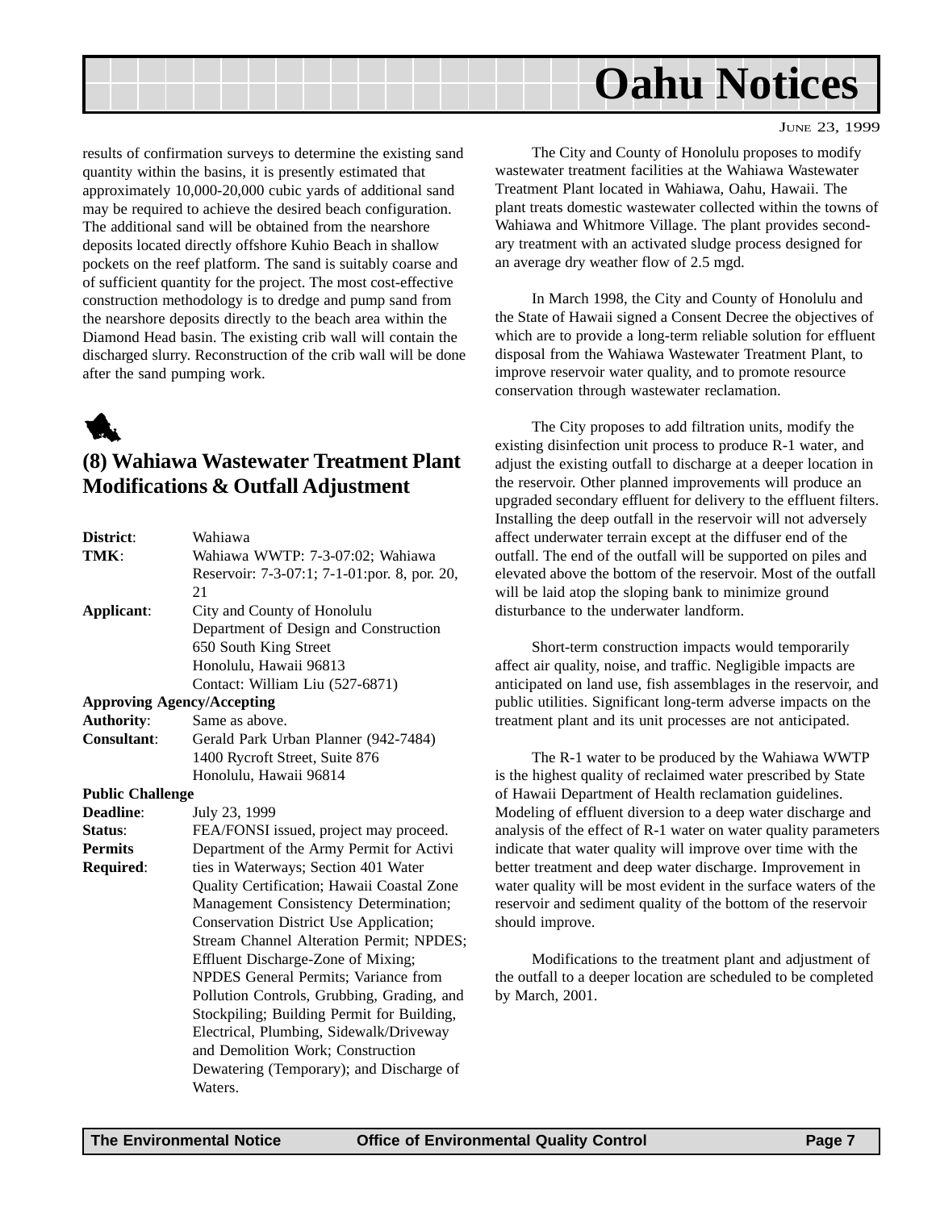results of confirmation surveys to determine the existing sand quantity within the basins, it is presently estimated that approximately 10,000-20,000 cubic yards of additional sand may be required to achieve the desired beach configuration. The additional sand will be obtained from the nearshore deposits located directly offshore Kuhio Beach in shallow pockets on the reef platform. The sand is suitably coarse and of sufficient quantity for the project. The most cost-effective construction methodology is to dredge and pump sand from the nearshore deposits directly to the beach area within the Diamond Head basin. The existing crib wall will contain the discharged slurry. Reconstruction of the crib wall will be done after the sand pumping work.

## (8) Wahiawa Wastewater Treatment Plant Modifications & Outfall Adjustment

**District**: Wahiawa

**TMK**: Wahiawa WWTP: 7-3-07:02; Wahiawa Reservoir: 7-3-07:1; 7-1-01:por. 8, por. 20, 21

**Applicant**: City and County of Honolulu
Department of Design and Construction
650 South King Street
Honolulu, Hawaii 96813
Contact: William Liu (527-6871)

**Approving Agency/Accepting Authority**: Same as above.

**Consultant**: Gerald Park Urban Planner (942-7484)
1400 Rycroft Street, Suite 876
Honolulu, Hawaii 96814

**Public Challenge Deadline**: July 23, 1999

**Status**: FEA/FONSI issued, project may proceed.

**Permits Required**: Department of the Army Permit for Activities in Waterways; Section 401 Water Quality Certification; Hawaii Coastal Zone Management Consistency Determination; Conservation District Use Application; Stream Channel Alteration Permit; NPDES; Effluent Discharge-Zone of Mixing; NPDES General Permits; Variance from Pollution Controls, Grubbing, Grading, and Stockpiling; Building Permit for Building, Electrical, Plumbing, Sidewalk/Driveway and Demolition Work; Construction Dewatering (Temporary); and Discharge of Waters.

The City and County of Honolulu proposes to modify wastewater treatment facilities at the Wahiawa Wastewater Treatment Plant located in Wahiawa, Oahu, Hawaii. The plant treats domestic wastewater collected within the towns of Wahiawa and Whitmore Village. The plant provides secondary treatment with an activated sludge process designed for an average dry weather flow of 2.5 mgd.

In March 1998, the City and County of Honolulu and the State of Hawaii signed a Consent Decree the objectives of which are to provide a long-term reliable solution for effluent disposal from the Wahiawa Wastewater Treatment Plant, to improve reservoir water quality, and to promote resource conservation through wastewater reclamation.

The City proposes to add filtration units, modify the existing disinfection unit process to produce R-1 water, and adjust the existing outfall to discharge at a deeper location in the reservoir. Other planned improvements will produce an upgraded secondary effluent for delivery to the effluent filters. Installing the deep outfall in the reservoir will not adversely affect underwater terrain except at the diffuser end of the outfall. The end of the outfall will be supported on piles and elevated above the bottom of the reservoir. Most of the outfall will be laid atop the sloping bank to minimize ground disturbance to the underwater landform.

Short-term construction impacts would temporarily affect air quality, noise, and traffic. Negligible impacts are anticipated on land use, fish assemblages in the reservoir, and public utilities. Significant long-term adverse impacts on the treatment plant and its unit processes are not anticipated.

The R-1 water to be produced by the Wahiawa WWTP is the highest quality of reclaimed water prescribed by State of Hawaii Department of Health reclamation guidelines. Modeling of effluent diversion to a deep water discharge and analysis of the effect of R-1 water on water quality parameters indicate that water quality will improve over time with the better treatment and deep water discharge. Improvement in water quality will be most evident in the surface waters of the reservoir and sediment quality of the bottom of the reservoir should improve.

Modifications to the treatment plant and adjustment of the outfall to a deeper location are scheduled to be completed by March, 2001.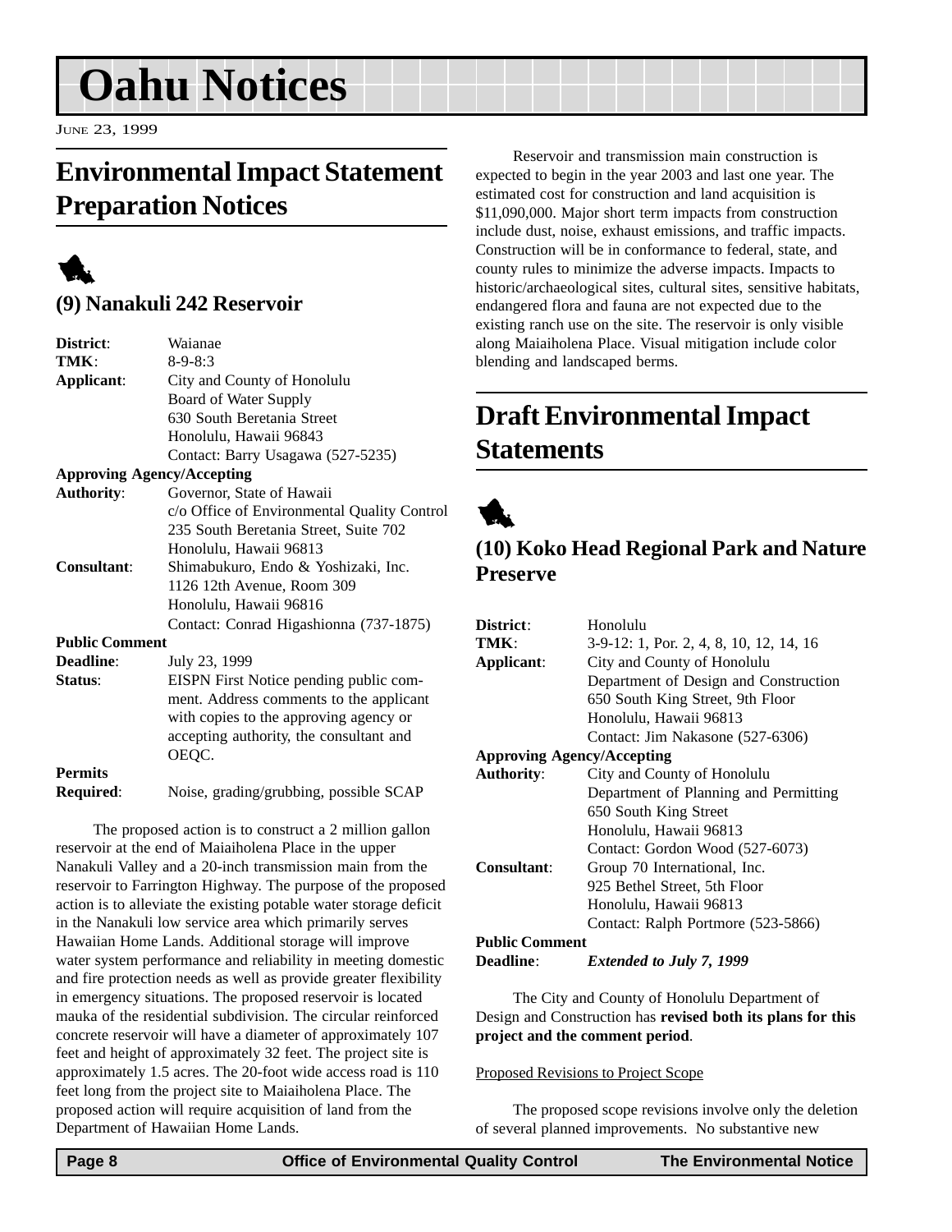# Oahu Notices

June 23, 1999

## Environmental Impact Statement Preparation Notices

### (9) Nanakuli 242 Reservoir

**District**: Waianae

**TMK**: 8-9-8:3

**Applicant**: City and County of Honolulu
Board of Water Supply
630 South Beretania Street
Honolulu, Hawaii 96843
Contact: Barry Usagawa (527-5235)

**Approving Agency/Accepting Authority**: Governor, State of Hawaii
c/o Office of Environmental Quality Control
235 South Beretania Street, Suite 702
Honolulu, Hawaii 96813

**Consultant**: Shimabukuro, Endo & Yoshizaki, Inc.
1126 12th Avenue, Room 309
Honolulu, Hawaii 96816
Contact: Conrad Higashionna (737-1875)

**Public Comment Deadline**: July 23, 1999

**Status**: EISPN First Notice pending public comment. Address comments to the applicant with copies to the approving agency or accepting authority, the consultant and OEQC.

**Permits Required**: Noise, grading/grubbing, possible SCAP

The proposed action is to construct a 2 million gallon reservoir at the end of Maiaiholena Place in the upper Nanakuli Valley and a 20-inch transmission main from the reservoir to Farrington Highway. The purpose of the proposed action is to alleviate the existing potable water storage deficit in the Nanakuli low service area which primarily serves Hawaiian Home Lands. Additional storage will improve water system performance and reliability in meeting domestic and fire protection needs as well as provide greater flexibility in emergency situations. The proposed reservoir is located mauka of the residential subdivision. The circular reinforced concrete reservoir will have a diameter of approximately 107 feet and height of approximately 32 feet. The project site is approximately 1.5 acres. The 20-foot wide access road is 110 feet long from the project site to Maiaiholena Place. The proposed action will require acquisition of land from the Department of Hawaiian Home Lands.

Reservoir and transmission main construction is expected to begin in the year 2003 and last one year. The estimated cost for construction and land acquisition is $11,090,000. Major short term impacts from construction include dust, noise, exhaust emissions, and traffic impacts. Construction will be in conformance to federal, state, and county rules to minimize the adverse impacts. Impacts to historic/archaeological sites, cultural sites, sensitive habitats, endangered flora and fauna are not expected due to the existing ranch use on the site. The reservoir is only visible along Maiaiholena Place. Visual mitigation include color blending and landscaped berms.

## Draft Environmental Impact Statements

### (10) Koko Head Regional Park and Nature Preserve

**District**: Honolulu

**TMK**: 3-9-12: 1, Por. 2, 4, 8, 10, 12, 14, 16

**Applicant**: City and County of Honolulu
Department of Design and Construction
650 South King Street, 9th Floor
Honolulu, Hawaii 96813
Contact: Jim Nakasone (527-6306)

**Approving Agency/Accepting Authority**: City and County of Honolulu
Department of Planning and Permitting
650 South King Street
Honolulu, Hawaii 96813
Contact: Gordon Wood (527-6073)

**Consultant**: Group 70 International, Inc.
925 Bethel Street, 5th Floor
Honolulu, Hawaii 96813
Contact: Ralph Portmore (523-5866)

**Public Comment Deadline**: ***Extended to July 7, 1999***

The City and County of Honolulu Department of Design and Construction has **revised both its plans for this project and the comment period**.

Proposed Revisions to Project Scope

The proposed scope revisions involve only the deletion of several planned improvements. No substantive new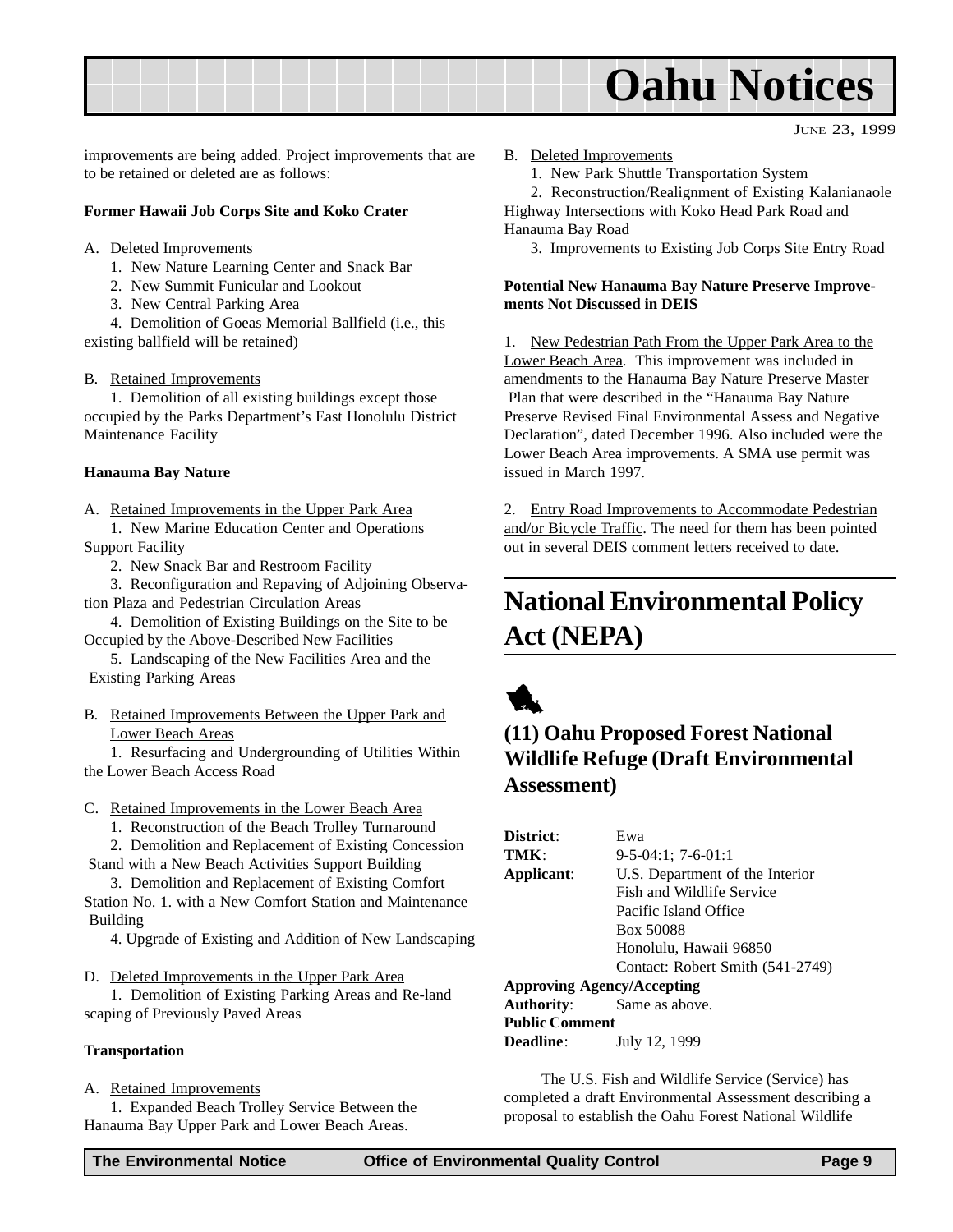improvements are being added. Project improvements that are to be retained or deleted are as follows:

**Former Hawaii Job Corps Site and Koko Crater**

A. Deleted Improvements

1. New Nature Learning Center and Snack Bar
2. New Summit Funicular and Lookout
3. New Central Parking Area
4. Demolition of Goeas Memorial Ballfield (i.e., this existing ballfield will be retained)

B. Retained Improvements

1. Demolition of all existing buildings except those occupied by the Parks Department's East Honolulu District Maintenance Facility

**Hanauma Bay Nature**

A. Retained Improvements in the Upper Park Area

1. New Marine Education Center and Operations Support Facility
2. New Snack Bar and Restroom Facility
3. Reconfiguration and Repaving of Adjoining Observation Plaza and Pedestrian Circulation Areas
4. Demolition of Existing Buildings on the Site to be Occupied by the Above-Described New Facilities
5. Landscaping of the New Facilities Area and the Existing Parking Areas

B. Retained Improvements Between the Upper Park and Lower Beach Areas

1. Resurfacing and Undergrounding of Utilities Within the Lower Beach Access Road

C. Retained Improvements in the Lower Beach Area

1. Reconstruction of the Beach Trolley Turnaround
2. Demolition and Replacement of Existing Concession Stand with a New Beach Activities Support Building
3. Demolition and Replacement of Existing Comfort Station No. 1. with a New Comfort Station and Maintenance Building
4. Upgrade of Existing and Addition of New Landscaping

D. Deleted Improvements in the Upper Park Area

1. Demolition of Existing Parking Areas and Re-landscaping of Previously Paved Areas

**Transportation**

A. Retained Improvements

1. Expanded Beach Trolley Service Between the Hanauma Bay Upper Park and Lower Beach Areas.

B. Deleted Improvements

1. New Park Shuttle Transportation System
2. Reconstruction/Realignment of Existing Kalanianaole Highway Intersections with Koko Head Park Road and Hanauma Bay Road
3. Improvements to Existing Job Corps Site Entry Road

**Potential New Hanauma Bay Nature Preserve Improvements Not Discussed in DEIS**

1. New Pedestrian Path From the Upper Park Area to the Lower Beach Area. This improvement was included in amendments to the Hanauma Bay Nature Preserve Master Plan that were described in the "Hanauma Bay Nature Preserve Revised Final Environmental Assess and Negative Declaration", dated December 1996. Also included were the Lower Beach Area improvements. A SMA use permit was issued in March 1997.

2. Entry Road Improvements to Accommodate Pedestrian and/or Bicycle Traffic. The need for them has been pointed out in several DEIS comment letters received to date.

# National Environmental Policy Act (NEPA)

## (11) Oahu Proposed Forest National Wildlife Refuge (Draft Environmental Assessment)

**District**: Ewa
**TMK**: 9-5-04:1; 7-6-01:1
**Applicant**: U.S. Department of the Interior
Fish and Wildlife Service
Pacific Island Office
Box 50088
Honolulu, Hawaii 96850
Contact: Robert Smith (541-2749)
**Approving Agency/Accepting Authority**: Same as above.
**Public Comment Deadline**: July 12, 1999

The U.S. Fish and Wildlife Service (Service) has completed a draft Environmental Assessment describing a proposal to establish the Oahu Forest National Wildlife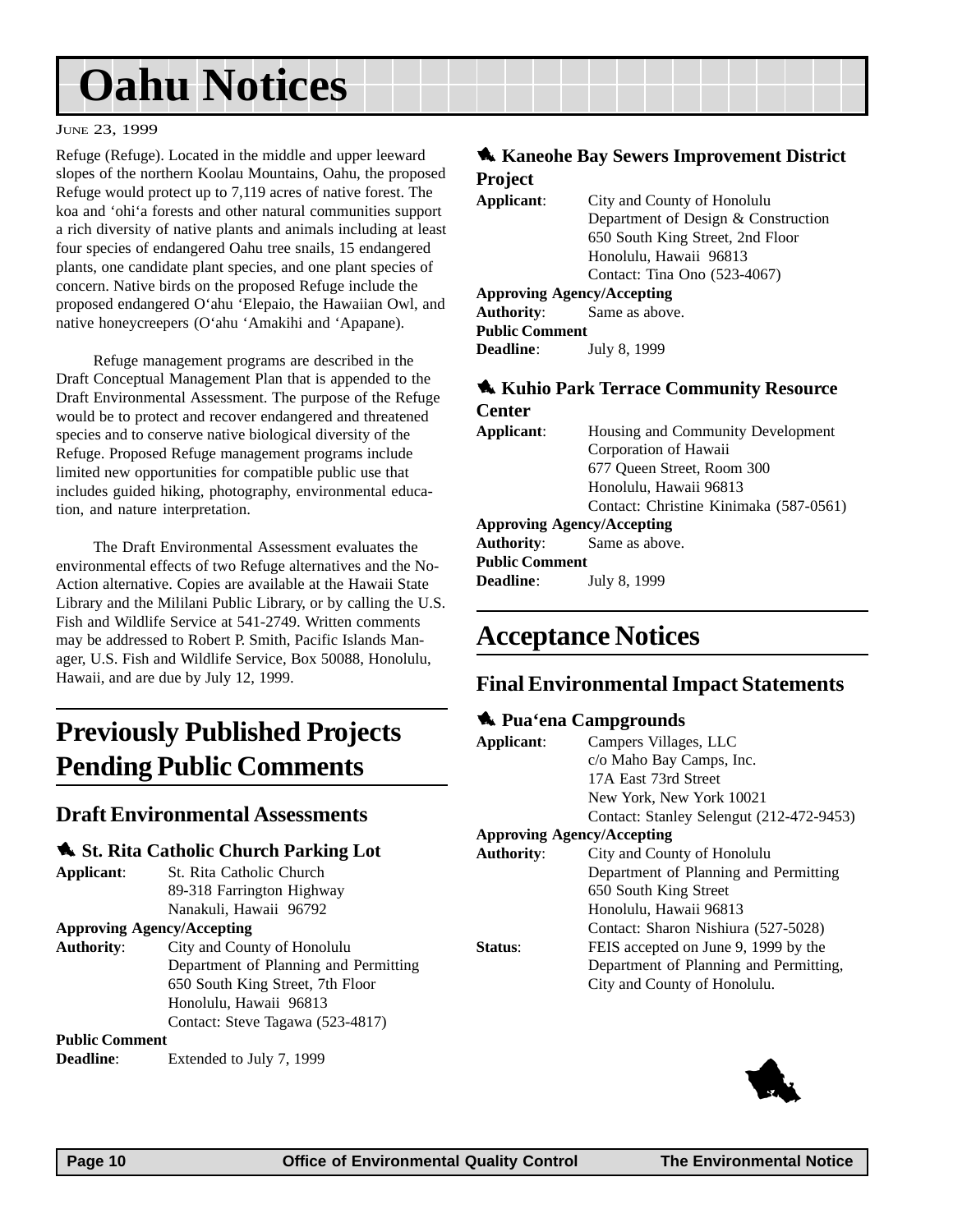# Oahu Notices

June 23, 1999

Refuge (Refuge). Located in the middle and upper leeward slopes of the northern Koolau Mountains, Oahu, the proposed Refuge would protect up to 7,119 acres of native forest. The koa and ‘ohi‘a forests and other natural communities support a rich diversity of native plants and animals including at least four species of endangered Oahu tree snails, 15 endangered plants, one candidate plant species, and one plant species of concern. Native birds on the proposed Refuge include the proposed endangered O‘ahu ‘Elepaio, the Hawaiian Owl, and native honeycreepers (O‘ahu ‘Amakihi and ‘Apapane).

Refuge management programs are described in the Draft Conceptual Management Plan that is appended to the Draft Environmental Assessment. The purpose of the Refuge would be to protect and recover endangered and threatened species and to conserve native biological diversity of the Refuge. Proposed Refuge management programs include limited new opportunities for compatible public use that includes guided hiking, photography, environmental education, and nature interpretation.

The Draft Environmental Assessment evaluates the environmental effects of two Refuge alternatives and the No-Action alternative. Copies are available at the Hawaii State Library and the Mililani Public Library, or by calling the U.S. Fish and Wildlife Service at 541-2749. Written comments may be addressed to Robert P. Smith, Pacific Islands Manager, U.S. Fish and Wildlife Service, Box 50088, Honolulu, Hawaii, and are due by July 12, 1999.

## Previously Published Projects Pending Public Comments

### Draft Environmental Assessments

#### St. Rita Catholic Church Parking Lot

**Applicant**: St. Rita Catholic Church
89-318 Farrington Highway
Nanakuli, Hawaii 96792

**Approving Agency/Accepting Authority**: City and County of Honolulu
Department of Planning and Permitting
650 South King Street, 7th Floor
Honolulu, Hawaii 96813
Contact: Steve Tagawa (523-4817)

**Public Comment Deadline**: Extended to July 7, 1999

#### Kaneohe Bay Sewers Improvement District Project

**Applicant**: City and County of Honolulu
Department of Design & Construction
650 South King Street, 2nd Floor
Honolulu, Hawaii 96813
Contact: Tina Ono (523-4067)

**Approving Agency/Accepting Authority**: Same as above.

**Public Comment Deadline**: July 8, 1999

#### Kuhio Park Terrace Community Resource Center

**Applicant**: Housing and Community Development Corporation of Hawaii
677 Queen Street, Room 300
Honolulu, Hawaii 96813
Contact: Christine Kinimaka (587-0561)

**Approving Agency/Accepting Authority**: Same as above.

**Public Comment Deadline**: July 8, 1999

## Acceptance Notices

### Final Environmental Impact Statements

#### Pua‘ena Campgrounds

**Applicant**: Campers Villages, LLC
c/o Maho Bay Camps, Inc.
17A East 73rd Street
New York, New York 10021
Contact: Stanley Selengut (212-472-9453)

**Approving Agency/Accepting Authority**: City and County of Honolulu
Department of Planning and Permitting
650 South King Street
Honolulu, Hawaii 96813
Contact: Sharon Nishiura (527-5028)

**Status**: FEIS accepted on June 9, 1999 by the Department of Planning and Permitting, City and County of Honolulu.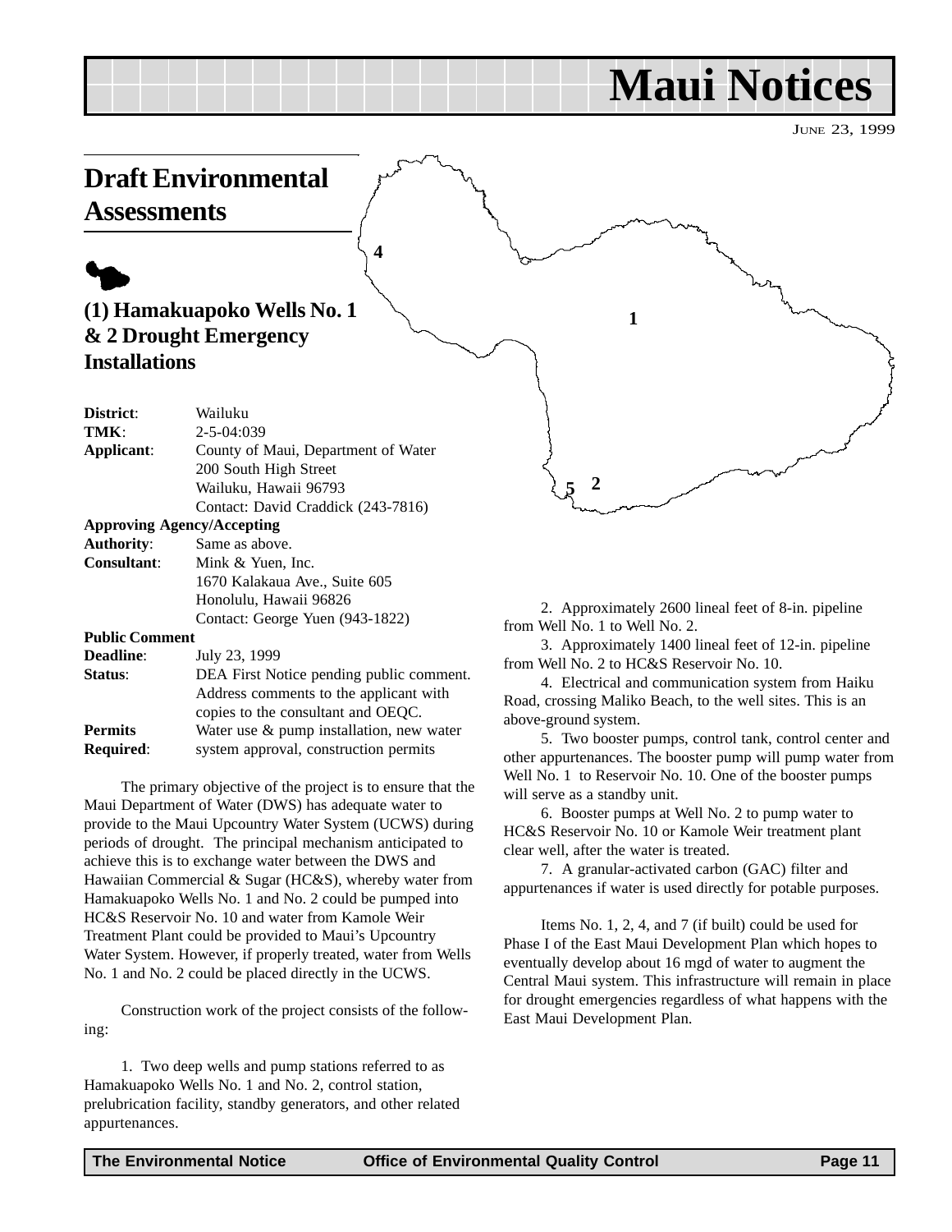# Maui Notices

JUNE 23, 1999

## Draft Environmental Assessments

### (1) Hamakuapoko Wells No. 1 & 2 Drought Emergency Installations

| | |
|---|---|
| **District**: | Wailuku |
| **TMK**: | 2-5-04:039 |
| **Applicant**: | County of Maui, Department of Water<br>200 South High Street<br>Wailuku, Hawaii 96793<br>Contact: David Craddick (243-7816) |
| **Approving Agency/Accepting Authority**: | Same as above. |
| **Consultant**: | Mink & Yuen, Inc.<br>1670 Kalakaua Ave., Suite 605<br>Honolulu, Hawaii 96826<br>Contact: George Yuen (943-1822) |
| **Public Comment Deadline**: | July 23, 1999 |
| **Status**: | DEA First Notice pending public comment. Address comments to the applicant with copies to the consultant and OEQC. |
| **Permits Required**: | Water use & pump installation, new water system approval, construction permits |

The primary objective of the project is to ensure that the Maui Department of Water (DWS) has adequate water to provide to the Maui Upcountry Water System (UCWS) during periods of drought. The principal mechanism anticipated to achieve this is to exchange water between the DWS and Hawaiian Commercial & Sugar (HC&S), whereby water from Hamakuapoko Wells No. 1 and No. 2 could be pumped into HC&S Reservoir No. 10 and water from Kamole Weir Treatment Plant could be provided to Maui's Upcountry Water System. However, if properly treated, water from Wells No. 1 and No. 2 could be placed directly in the UCWS.

Construction work of the project consists of the following:

1. Two deep wells and pump stations referred to as Hamakuapoko Wells No. 1 and No. 2, control station, prelubrication facility, standby generators, and other related appurtenances.

2. Approximately 2600 lineal feet of 8-in. pipeline from Well No. 1 to Well No. 2.

3. Approximately 1400 lineal feet of 12-in. pipeline from Well No. 2 to HC&S Reservoir No. 10.

4. Electrical and communication system from Haiku Road, crossing Maliko Beach, to the well sites. This is an above-ground system.

5. Two booster pumps, control tank, control center and other appurtenances. The booster pump will pump water from Well No. 1 to Reservoir No. 10. One of the booster pumps will serve as a standby unit.

6. Booster pumps at Well No. 2 to pump water to HC&S Reservoir No. 10 or Kamole Weir treatment plant clear well, after the water is treated.

7. A granular-activated carbon (GAC) filter and appurtenances if water is used directly for potable purposes.

Items No. 1, 2, 4, and 7 (if built) could be used for Phase I of the East Maui Development Plan which hopes to eventually develop about 16 mgd of water to augment the Central Maui system. This infrastructure will remain in place for drought emergencies regardless of what happens with the East Maui Development Plan.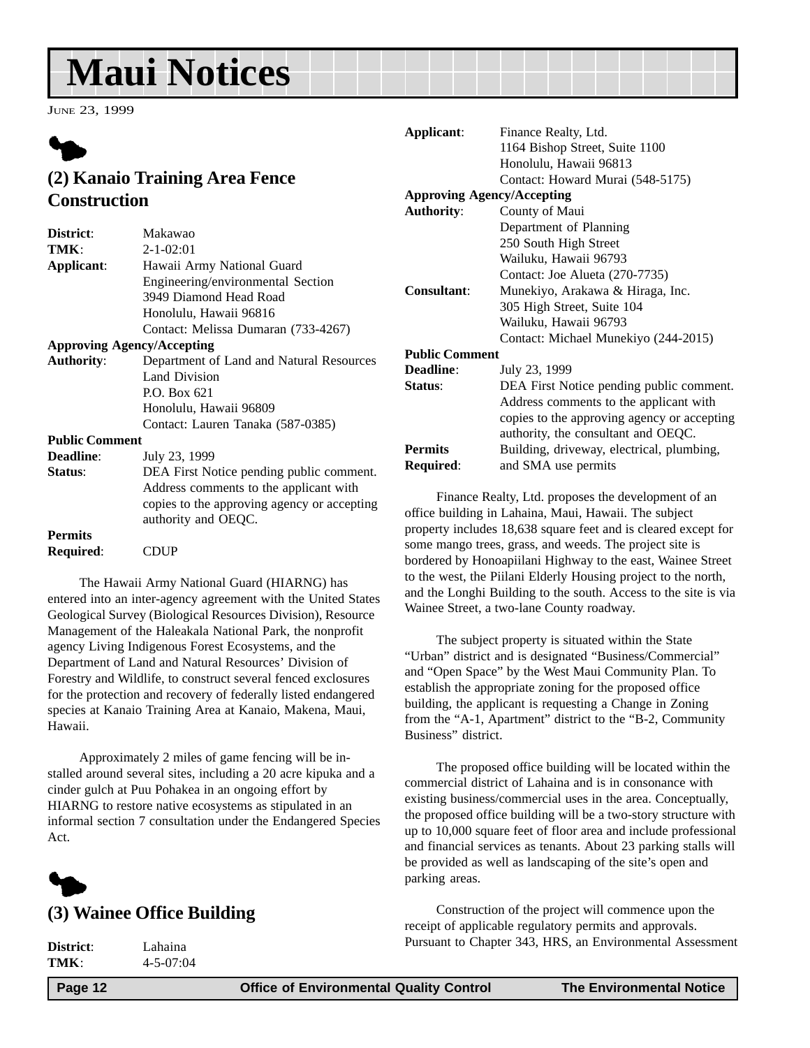# Maui Notices

JUNE 23, 1999

## (2) Kanaio Training Area Fence Construction

**District**: Makawao
**TMK**: 2-1-02:01
**Applicant**: Hawaii Army National Guard
Engineering/environmental Section
3949 Diamond Head Road
Honolulu, Hawaii 96816
Contact: Melissa Dumaran (733-4267)
**Approving Agency/Accepting Authority**: Department of Land and Natural Resources
Land Division
P.O. Box 621
Honolulu, Hawaii 96809
Contact: Lauren Tanaka (587-0385)
**Public Comment Deadline**: July 23, 1999
**Status**: DEA First Notice pending public comment. Address comments to the applicant with copies to the approving agency or accepting authority and OEQC.
**Permits Required**: CDUP

The Hawaii Army National Guard (HIARNG) has entered into an inter-agency agreement with the United States Geological Survey (Biological Resources Division), Resource Management of the Haleakala National Park, the nonprofit agency Living Indigenous Forest Ecosystems, and the Department of Land and Natural Resources' Division of Forestry and Wildlife, to construct several fenced exclosures for the protection and recovery of federally listed endangered species at Kanaio Training Area at Kanaio, Makena, Maui, Hawaii.

Approximately 2 miles of game fencing will be installed around several sites, including a 20 acre kipuka and a cinder gulch at Puu Pohakea in an ongoing effort by HIARNG to restore native ecosystems as stipulated in an informal section 7 consultation under the Endangered Species Act.

## (3) Wainee Office Building

**District**: Lahaina
**TMK**: 4-5-07:04
**Applicant**: Finance Realty, Ltd.
1164 Bishop Street, Suite 1100
Honolulu, Hawaii 96813
Contact: Howard Murai (548-5175)
**Approving Agency/Accepting Authority**: County of Maui
Department of Planning
250 South High Street
Wailuku, Hawaii 96793
Contact: Joe Alueta (270-7735)
**Consultant**: Munekiyo, Arakawa & Hiraga, Inc.
305 High Street, Suite 104
Wailuku, Hawaii 96793
Contact: Michael Munekiyo (244-2015)
**Public Comment Deadline**: July 23, 1999
**Status**: DEA First Notice pending public comment. Address comments to the applicant with copies to the approving agency or accepting authority, the consultant and OEQC.
**Permits Required**: Building, driveway, electrical, plumbing, and SMA use permits

Finance Realty, Ltd. proposes the development of an office building in Lahaina, Maui, Hawaii. The subject property includes 18,638 square feet and is cleared except for some mango trees, grass, and weeds. The project site is bordered by Honoapiilani Highway to the east, Wainee Street to the west, the Piilani Elderly Housing project to the north, and the Longhi Building to the south. Access to the site is via Wainee Street, a two-lane County roadway.

The subject property is situated within the State "Urban" district and is designated "Business/Commercial" and "Open Space" by the West Maui Community Plan. To establish the appropriate zoning for the proposed office building, the applicant is requesting a Change in Zoning from the "A-1, Apartment" district to the "B-2, Community Business" district.

The proposed office building will be located within the commercial district of Lahaina and is in consonance with existing business/commercial uses in the area. Conceptually, the proposed office building will be a two-story structure with up to 10,000 square feet of floor area and include professional and financial services as tenants. About 23 parking stalls will be provided as well as landscaping of the site's open and parking areas.

Construction of the project will commence upon the receipt of applicable regulatory permits and approvals. Pursuant to Chapter 343, HRS, an Environmental Assessment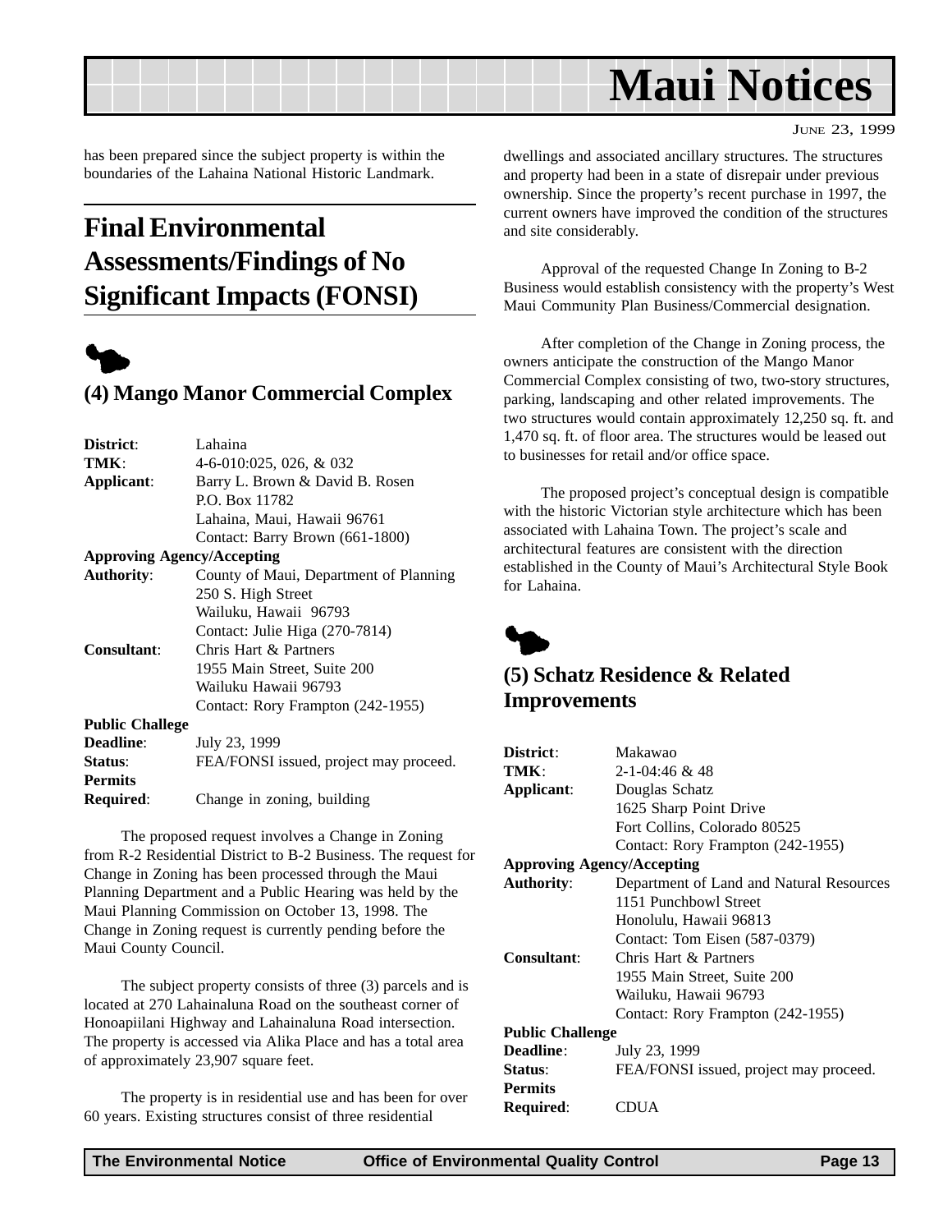has been prepared since the subject property is within the boundaries of the Lahaina National Historic Landmark.

## Final Environmental Assessments/Findings of No Significant Impacts (FONSI)

### (4) Mango Manor Commercial Complex

**District**: Lahaina
**TMK**: 4-6-010:025, 026, & 032
**Applicant**: Barry L. Brown & David B. Rosen
P.O. Box 11782
Lahaina, Maui, Hawaii 96761
Contact: Barry Brown (661-1800)
**Approving Agency/Accepting**
**Authority**: County of Maui, Department of Planning
250 S. High Street
Wailuku, Hawaii 96793
Contact: Julie Higa (270-7814)
**Consultant**: Chris Hart & Partners
1955 Main Street, Suite 200
Wailuku Hawaii 96793
Contact: Rory Frampton (242-1955)
**Public Challege**
**Deadline**: July 23, 1999
**Status**: FEA/FONSI issued, project may proceed.
**Permits**
**Required**: Change in zoning, building

The proposed request involves a Change in Zoning from R-2 Residential District to B-2 Business. The request for Change in Zoning has been processed through the Maui Planning Department and a Public Hearing was held by the Maui Planning Commission on October 13, 1998. The Change in Zoning request is currently pending before the Maui County Council.

The subject property consists of three (3) parcels and is located at 270 Lahainaluna Road on the southeast corner of Honoapiilani Highway and Lahainaluna Road intersection. The property is accessed via Alika Place and has a total area of approximately 23,907 square feet.

The property is in residential use and has been for over 60 years. Existing structures consist of three residential dwellings and associated ancillary structures. The structures and property had been in a state of disrepair under previous ownership. Since the property's recent purchase in 1997, the current owners have improved the condition of the structures and site considerably.

Approval of the requested Change In Zoning to B-2 Business would establish consistency with the property's West Maui Community Plan Business/Commercial designation.

After completion of the Change in Zoning process, the owners anticipate the construction of the Mango Manor Commercial Complex consisting of two, two-story structures, parking, landscaping and other related improvements. The two structures would contain approximately 12,250 sq. ft. and 1,470 sq. ft. of floor area. The structures would be leased out to businesses for retail and/or office space.

The proposed project's conceptual design is compatible with the historic Victorian style architecture which has been associated with Lahaina Town. The project's scale and architectural features are consistent with the direction established in the County of Maui's Architectural Style Book for Lahaina.

### (5) Schatz Residence & Related Improvements

**District**: Makawao
**TMK**: 2-1-04:46 & 48
**Applicant**: Douglas Schatz
1625 Sharp Point Drive
Fort Collins, Colorado 80525
Contact: Rory Frampton (242-1955)
**Approving Agency/Accepting**
**Authority**: Department of Land and Natural Resources
1151 Punchbowl Street
Honolulu, Hawaii 96813
Contact: Tom Eisen (587-0379)
**Consultant**: Chris Hart & Partners
1955 Main Street, Suite 200
Wailuku, Hawaii 96793
Contact: Rory Frampton (242-1955)
**Public Challenge**
**Deadline**: July 23, 1999
**Status**: FEA/FONSI issued, project may proceed.
**Permits**
**Required**: CDUA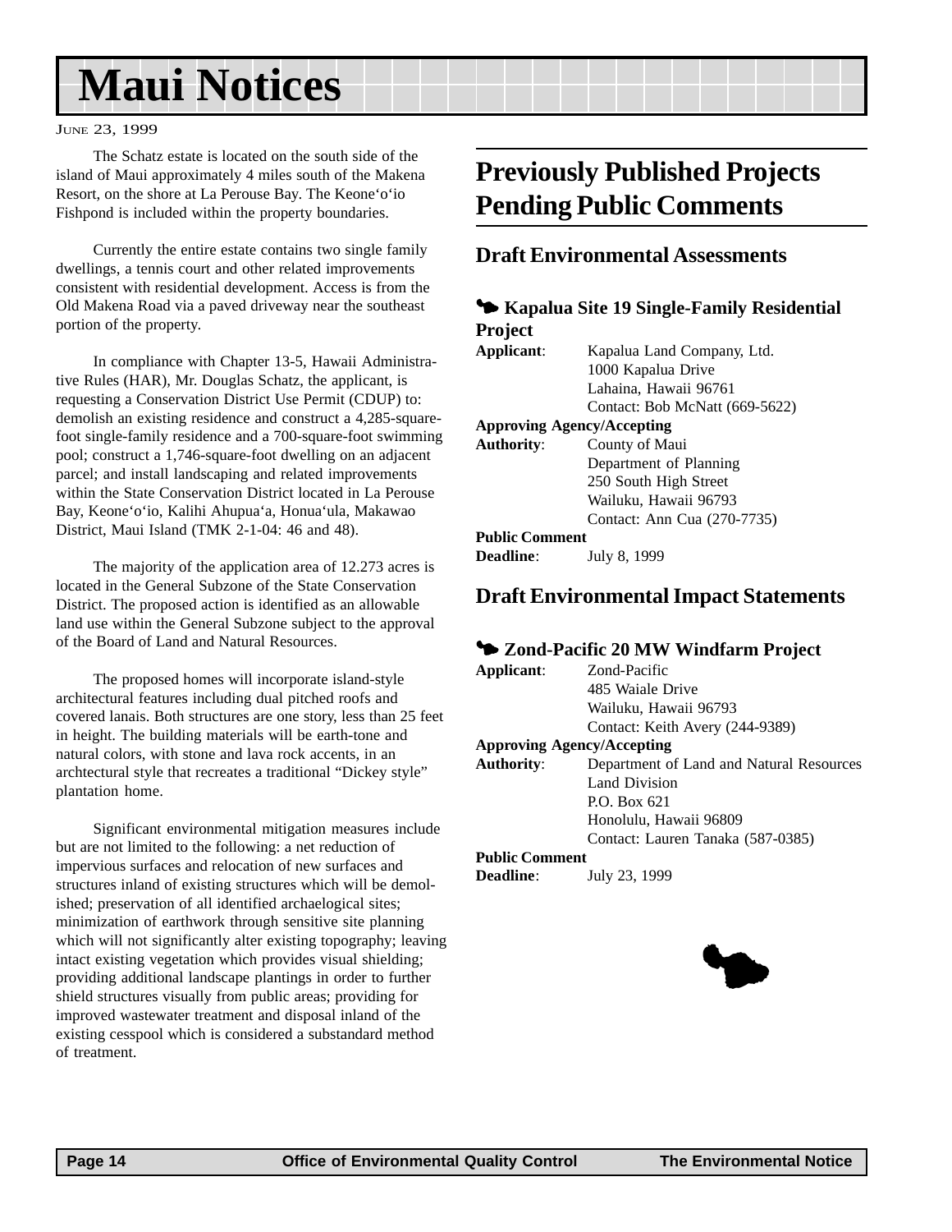// Maui Notices

JUNE 23, 1999

The Schatz estate is located on the south side of the island of Maui approximately 4 miles south of the Makena Resort, on the shore at La Perouse Bay. The Keone'o'io Fishpond is included within the property boundaries.

Currently the entire estate contains two single family dwellings, a tennis court and other related improvements consistent with residential development. Access is from the Old Makena Road via a paved driveway near the southeast portion of the property.

In compliance with Chapter 13-5, Hawaii Administrative Rules (HAR), Mr. Douglas Schatz, the applicant, is requesting a Conservation District Use Permit (CDUP) to: demolish an existing residence and construct a 4,285-square-foot single-family residence and a 700-square-foot swimming pool; construct a 1,746-square-foot dwelling on an adjacent parcel; and install landscaping and related improvements within the State Conservation District located in La Perouse Bay, Keone'o'io, Kalihi Ahupua'a, Honua'ula, Makawao District, Maui Island (TMK 2-1-04: 46 and 48).

The majority of the application area of 12.273 acres is located in the General Subzone of the State Conservation District. The proposed action is identified as an allowable land use within the General Subzone subject to the approval of the Board of Land and Natural Resources.

The proposed homes will incorporate island-style architectural features including dual pitched roofs and covered lanais. Both structures are one story, less than 25 feet in height. The building materials will be earth-tone and natural colors, with stone and lava rock accents, in an archtectural style that recreates a traditional "Dickey style" plantation home.

Significant environmental mitigation measures include but are not limited to the following: a net reduction of impervious surfaces and relocation of new surfaces and structures inland of existing structures which will be demolished; preservation of all identified archaelogical sites; minimization of earthwork through sensitive site planning which will not significantly alter existing topography; leaving intact existing vegetation which provides visual shielding; providing additional landscape plantings in order to further shield structures visually from public areas; providing for improved wastewater treatment and disposal inland of the existing cesspool which is considered a substandard method of treatment.

## Previously Published Projects Pending Public Comments

### Draft Environmental Assessments

#### Kapalua Site 19 Single-Family Residential Project

**Applicant**: Kapalua Land Company, Ltd.
1000 Kapalua Drive
Lahaina, Hawaii 96761
Contact: Bob McNatt (669-5622)

**Approving Agency/Accepting Authority**: County of Maui
Department of Planning
250 South High Street
Wailuku, Hawaii 96793
Contact: Ann Cua (270-7735)

**Public Comment Deadline**: July 8, 1999

### Draft Environmental Impact Statements

#### Zond-Pacific 20 MW Windfarm Project

**Applicant**: Zond-Pacific
485 Waiale Drive
Wailuku, Hawaii 96793
Contact: Keith Avery (244-9389)

**Approving Agency/Accepting Authority**: Department of Land and Natural Resources
Land Division
P.O. Box 621
Honolulu, Hawaii 96809
Contact: Lauren Tanaka (587-0385)

**Public Comment Deadline**: July 23, 1999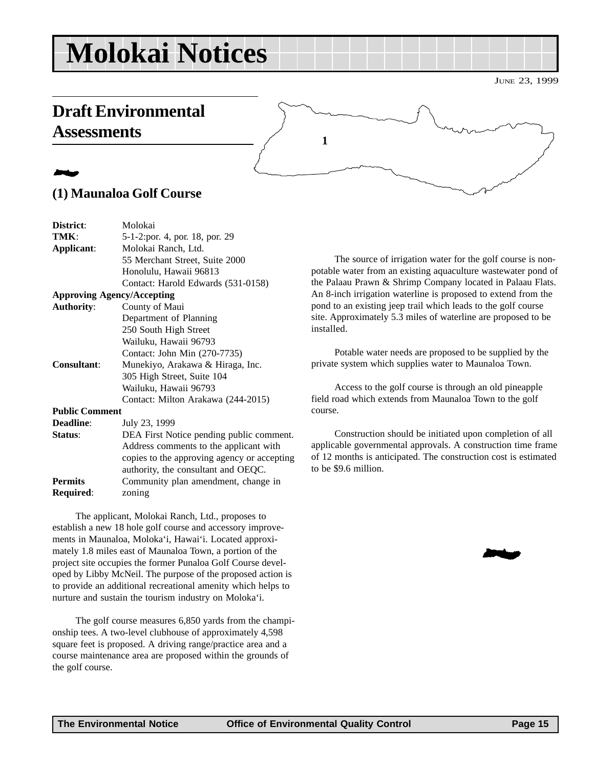# Molokai Notices

JUNE 23, 1999

## Draft Environmental Assessments

### (1) Maunaloa Golf Course

| | |
|---|---|
| **District**: | Molokai |
| **TMK**: | 5-1-2:por. 4, por. 18, por. 29 |
| **Applicant**: | Molokai Ranch, Ltd.<br>55 Merchant Street, Suite 2000<br>Honolulu, Hawaii 96813<br>Contact: Harold Edwards (531-0158) |
| **Approving Agency/Accepting Authority**: | County of Maui<br>Department of Planning<br>250 South High Street<br>Wailuku, Hawaii 96793<br>Contact: John Min (270-7735) |
| **Consultant**: | Munekiyo, Arakawa & Hiraga, Inc.<br>305 High Street, Suite 104<br>Wailuku, Hawaii 96793<br>Contact: Milton Arakawa (244-2015) |
| **Public Comment Deadline**: | July 23, 1999 |
| **Status**: | DEA First Notice pending public comment. Address comments to the applicant with copies to the approving agency or accepting authority, the consultant and OEQC. |
| **Permits Required**: | Community plan amendment, change in zoning |

The applicant, Molokai Ranch, Ltd., proposes to establish a new 18 hole golf course and accessory improvements in Maunaloa, Moloka'i, Hawai'i. Located approximately 1.8 miles east of Maunaloa Town, a portion of the project site occupies the former Punaloa Golf Course developed by Libby McNeil. The purpose of the proposed action is to provide an additional recreational amenity which helps to nurture and sustain the tourism industry on Moloka'i.

The golf course measures 6,850 yards from the championship tees. A two-level clubhouse of approximately 4,598 square feet is proposed. A driving range/practice area and a course maintenance area are proposed within the grounds of the golf course.

The source of irrigation water for the golf course is non-potable water from an existing aquaculture wastewater pond of the Palaau Prawn & Shrimp Company located in Palaau Flats. An 8-inch irrigation waterline is proposed to extend from the pond to an existing jeep trail which leads to the golf course site. Approximately 5.3 miles of waterline are proposed to be installed.

Potable water needs are proposed to be supplied by the private system which supplies water to Maunaloa Town.

Access to the golf course is through an old pineapple field road which extends from Maunaloa Town to the golf course.

Construction should be initiated upon completion of all applicable governmental approvals. A construction time frame of 12 months is anticipated. The construction cost is estimated to be $9.6 million.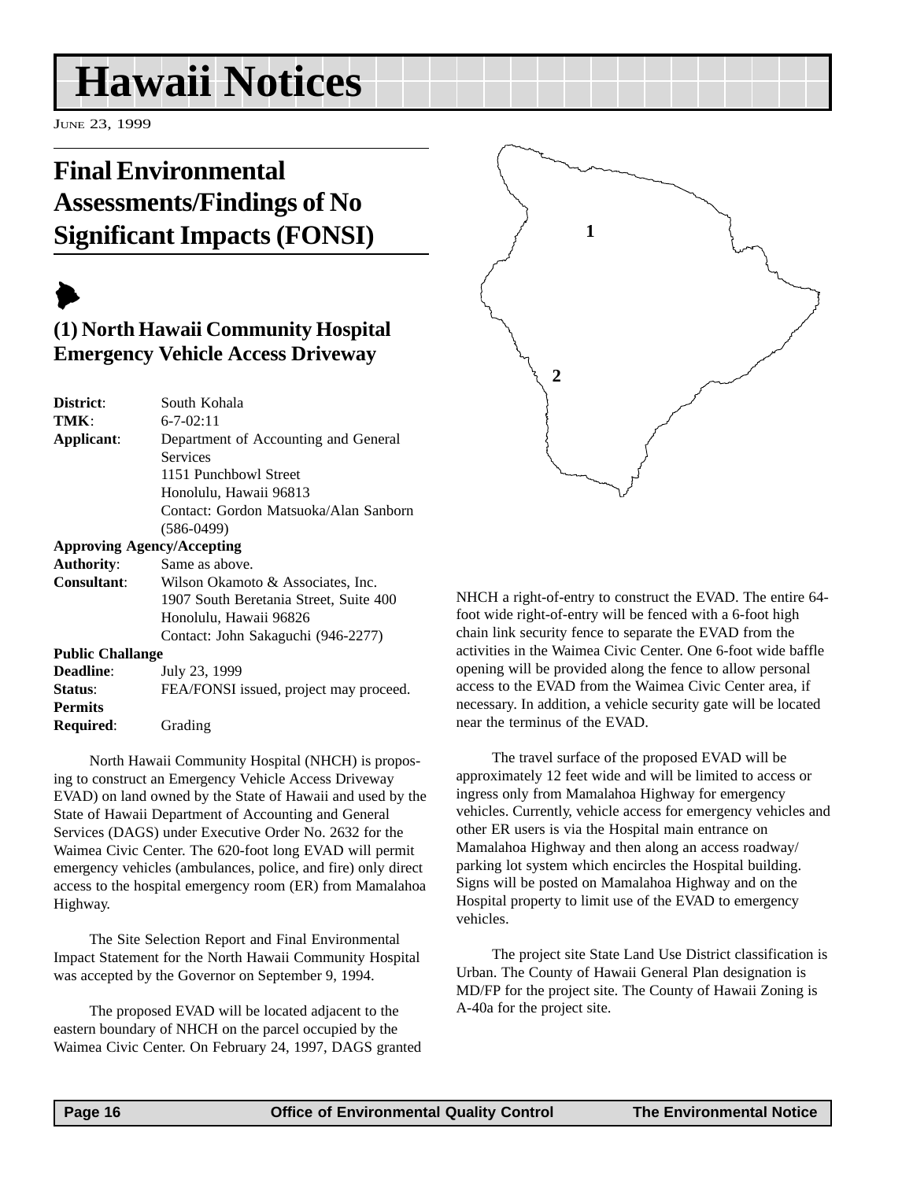# Hawaii Notices

JUNE 23, 1999

## Final Environmental Assessments/Findings of No Significant Impacts (FONSI)

### (1) North Hawaii Community Hospital Emergency Vehicle Access Driveway

**District**: South Kohala
**TMK**: 6-7-02:11
**Applicant**: Department of Accounting and General Services
1151 Punchbowl Street
Honolulu, Hawaii 96813
Contact: Gordon Matsuoka/Alan Sanborn (586-0499)
**Approving Agency/Accepting Authority**: Same as above.
**Consultant**: Wilson Okamoto & Associates, Inc.
1907 South Beretania Street, Suite 400
Honolulu, Hawaii 96826
Contact: John Sakaguchi (946-2277)
**Public Challange Deadline**: July 23, 1999
**Status**: FEA/FONSI issued, project may proceed.
**Permits Required**: Grading

North Hawaii Community Hospital (NHCH) is proposing to construct an Emergency Vehicle Access Driveway EVAD) on land owned by the State of Hawaii and used by the State of Hawaii Department of Accounting and General Services (DAGS) under Executive Order No. 2632 for the Waimea Civic Center. The 620-foot long EVAD will permit emergency vehicles (ambulances, police, and fire) only direct access to the hospital emergency room (ER) from Mamalahoa Highway.

The Site Selection Report and Final Environmental Impact Statement for the North Hawaii Community Hospital was accepted by the Governor on September 9, 1994.

The proposed EVAD will be located adjacent to the eastern boundary of NHCH on the parcel occupied by the Waimea Civic Center. On February 24, 1997, DAGS granted NHCH a right-of-entry to construct the EVAD. The entire 64-foot wide right-of-entry will be fenced with a 6-foot high chain link security fence to separate the EVAD from the activities in the Waimea Civic Center. One 6-foot wide baffle opening will be provided along the fence to allow personal access to the EVAD from the Waimea Civic Center area, if necessary. In addition, a vehicle security gate will be located near the terminus of the EVAD.

The travel surface of the proposed EVAD will be approximately 12 feet wide and will be limited to access or ingress only from Mamalahoa Highway for emergency vehicles. Currently, vehicle access for emergency vehicles and other ER users is via the Hospital main entrance on Mamalahoa Highway and then along an access roadway/parking lot system which encircles the Hospital building. Signs will be posted on Mamalahoa Highway and on the Hospital property to limit use of the EVAD to emergency vehicles.

The project site State Land Use District classification is Urban. The County of Hawaii General Plan designation is MD/FP for the project site. The County of Hawaii Zoning is A-40a for the project site.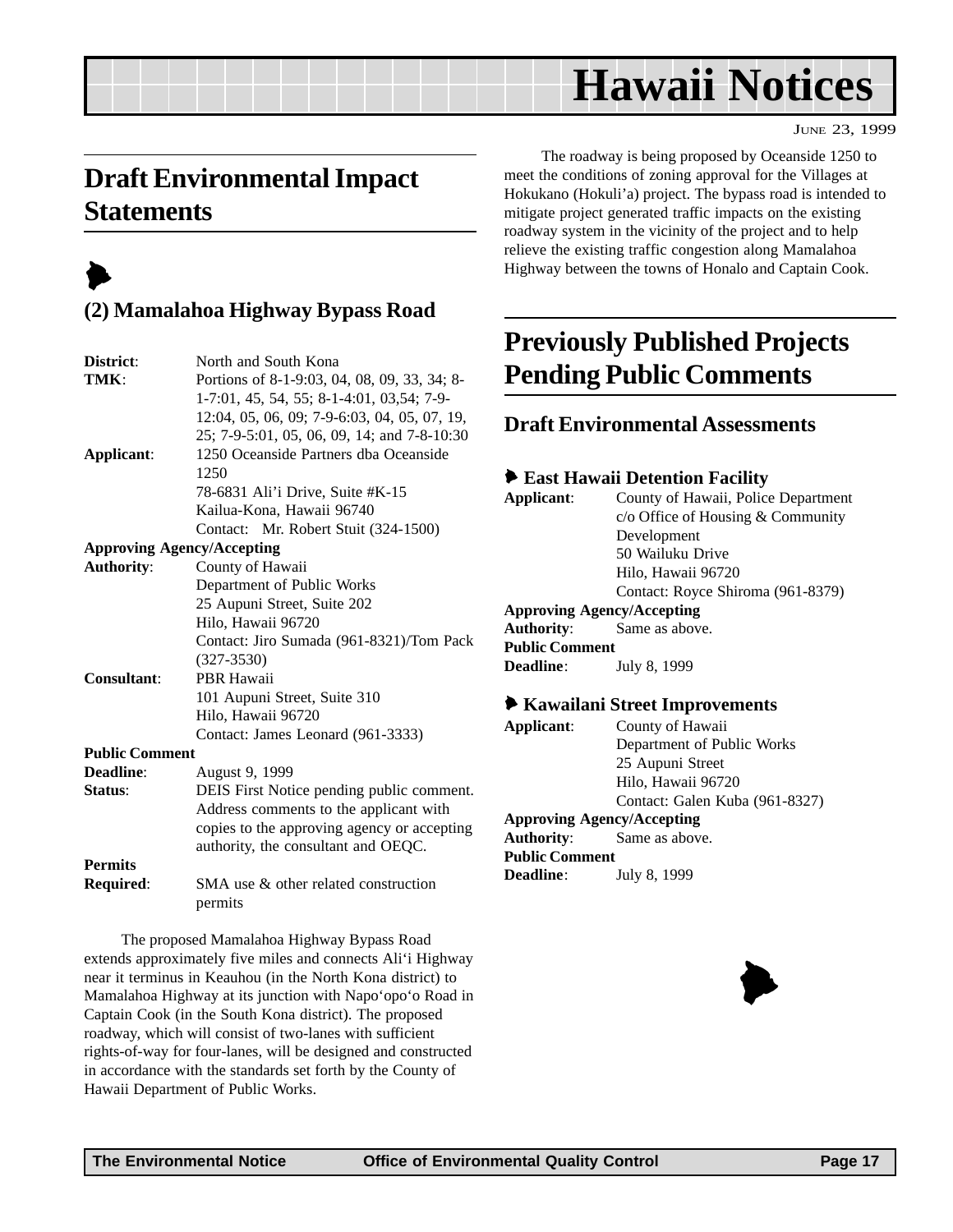# Hawaii Notices

JUNE 23, 1999

## Draft Environmental Impact Statements

### (2) Mamalahoa Highway Bypass Road

**District**: North and South Kona
**TMK**: Portions of 8-1-9:03, 04, 08, 09, 33, 34; 8-1-7:01, 45, 54, 55; 8-1-4:01, 03,54; 7-9-12:04, 05, 06, 09; 7-9-6:03, 04, 05, 07, 19, 25; 7-9-5:01, 05, 06, 09, 14; and 7-8-10:30
**Applicant**: 1250 Oceanside Partners dba Oceanside 1250
78-6831 Ali'i Drive, Suite #K-15
Kailua-Kona, Hawaii 96740
Contact: Mr. Robert Stuit (324-1500)
**Approving Agency/Accepting Authority**: County of Hawaii
Department of Public Works
25 Aupuni Street, Suite 202
Hilo, Hawaii 96720
Contact: Jiro Sumada (961-8321)/Tom Pack (327-3530)
**Consultant**: PBR Hawaii
101 Aupuni Street, Suite 310
Hilo, Hawaii 96720
Contact: James Leonard (961-3333)
**Public Comment Deadline**: August 9, 1999
**Status**: DEIS First Notice pending public comment. Address comments to the applicant with copies to the approving agency or accepting authority, the consultant and OEQC.
**Permits Required**: SMA use & other related construction permits

The proposed Mamalahoa Highway Bypass Road extends approximately five miles and connects Ali'i Highway near it terminus in Keauhou (in the North Kona district) to Mamalahoa Highway at its junction with Napo'opo'o Road in Captain Cook (in the South Kona district). The proposed roadway, which will consist of two-lanes with sufficient rights-of-way for four-lanes, will be designed and constructed in accordance with the standards set forth by the County of Hawaii Department of Public Works.

The roadway is being proposed by Oceanside 1250 to meet the conditions of zoning approval for the Villages at Hokukano (Hokuli'a) project. The bypass road is intended to mitigate project generated traffic impacts on the existing roadway system in the vicinity of the project and to help relieve the existing traffic congestion along Mamalahoa Highway between the towns of Honalo and Captain Cook.

## Previously Published Projects Pending Public Comments

### Draft Environmental Assessments

#### East Hawaii Detention Facility

**Applicant**: County of Hawaii, Police Department
c/o Office of Housing & Community Development
50 Wailuku Drive
Hilo, Hawaii 96720
Contact: Royce Shiroma (961-8379)
**Approving Agency/Accepting Authority**: Same as above.
**Public Comment Deadline**: July 8, 1999

#### Kawailani Street Improvements

**Applicant**: County of Hawaii
Department of Public Works
25 Aupuni Street
Hilo, Hawaii 96720
Contact: Galen Kuba (961-8327)
**Approving Agency/Accepting Authority**: Same as above.
**Public Comment Deadline**: July 8, 1999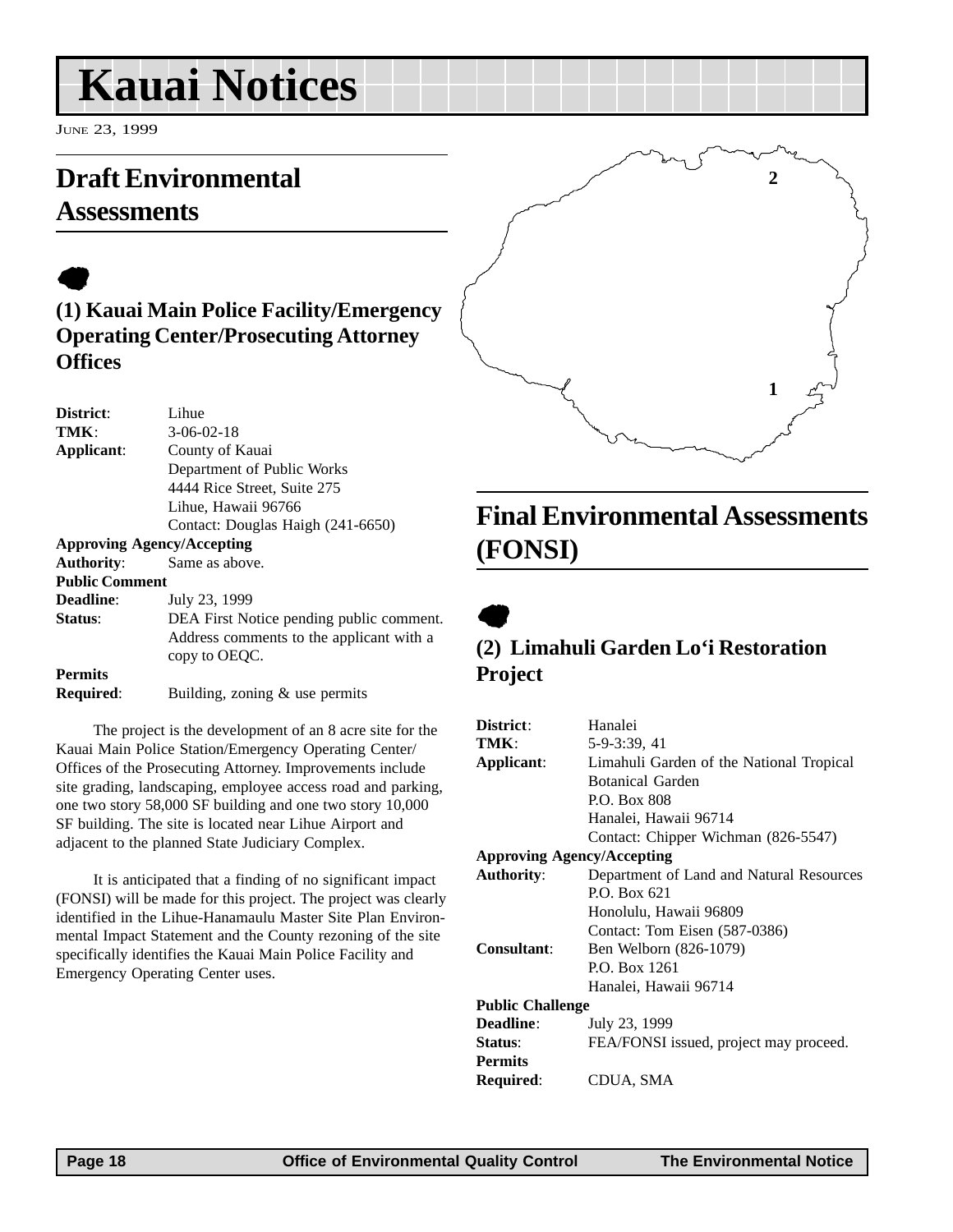# Kauai Notices

June 23, 1999

## Draft Environmental Assessments

### (1) Kauai Main Police Facility/Emergency Operating Center/Prosecuting Attorney Offices

**District**: Lihue
**TMK**: 3-06-02-18
**Applicant**: County of Kauai
Department of Public Works
4444 Rice Street, Suite 275
Lihue, Hawaii 96766
Contact: Douglas Haigh (241-6650)
**Approving Agency/Accepting Authority**: Same as above.
**Public Comment Deadline**: July 23, 1999
**Status**: DEA First Notice pending public comment. Address comments to the applicant with a copy to OEQC.
**Permits Required**: Building, zoning & use permits

The project is the development of an 8 acre site for the Kauai Main Police Station/Emergency Operating Center/ Offices of the Prosecuting Attorney. Improvements include site grading, landscaping, employee access road and parking, one two story 58,000 SF building and one two story 10,000 SF building. The site is located near Lihue Airport and adjacent to the planned State Judiciary Complex.

It is anticipated that a finding of no significant impact (FONSI) will be made for this project. The project was clearly identified in the Lihue-Hanamaulu Master Site Plan Environmental Impact Statement and the County rezoning of the site specifically identifies the Kauai Main Police Facility and Emergency Operating Center uses.

## Final Environmental Assessments (FONSI)

### (2) Limahuli Garden Lo'i Restoration Project

**District**: Hanalei
**TMK**: 5-9-3:39, 41
**Applicant**: Limahuli Garden of the National Tropical Botanical Garden
P.O. Box 808
Hanalei, Hawaii 96714
Contact: Chipper Wichman (826-5547)
**Approving Agency/Accepting Authority**: Department of Land and Natural Resources
P.O. Box 621
Honolulu, Hawaii 96809
Contact: Tom Eisen (587-0386)
**Consultant**: Ben Welborn (826-1079)
P.O. Box 1261
Hanalei, Hawaii 96714
**Public Challenge Deadline**: July 23, 1999
**Status**: FEA/FONSI issued, project may proceed.
**Permits Required**: CDUA, SMA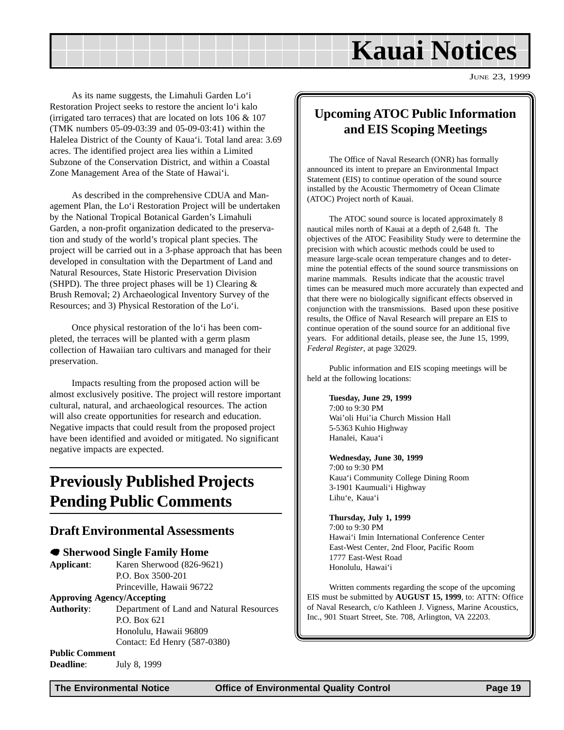As its name suggests, the Limahuli Garden Lo'i Restoration Project seeks to restore the ancient lo'i kalo (irrigated taro terraces) that are located on lots 106 & 107 (TMK numbers 05-09-03:39 and 05-09-03:41) within the Halelea District of the County of Kaua'i. Total land area: 3.69 acres. The identified project area lies within a Limited Subzone of the Conservation District, and within a Coastal Zone Management Area of the State of Hawai'i.

As described in the comprehensive CDUA and Management Plan, the Lo'i Restoration Project will be undertaken by the National Tropical Botanical Garden's Limahuli Garden, a non-profit organization dedicated to the preservation and study of the world's tropical plant species. The project will be carried out in a 3-phase approach that has been developed in consultation with the Department of Land and Natural Resources, State Historic Preservation Division (SHPD). The three project phases will be 1) Clearing & Brush Removal; 2) Archaeological Inventory Survey of the Resources; and 3) Physical Restoration of the Lo'i.

Once physical restoration of the lo'i has been completed, the terraces will be planted with a germ plasm collection of Hawaiian taro cultivars and managed for their preservation.

Impacts resulting from the proposed action will be almost exclusively positive. The project will restore important cultural, natural, and archaeological resources. The action will also create opportunities for research and education. Negative impacts that could result from the proposed project have been identified and avoided or mitigated. No significant negative impacts are expected.

# Previously Published Projects Pending Public Comments

## Draft Environmental Assessments

### Sherwood Single Family Home

**Applicant**: Karen Sherwood (826-9621)
P.O. Box 3500-201
Princeville, Hawaii 96722

**Approving Agency/Accepting Authority**: Department of Land and Natural Resources
P.O. Box 621
Honolulu, Hawaii 96809
Contact: Ed Henry (587-0380)

**Public Comment Deadline**: July 8, 1999

## Upcoming ATOC Public Information and EIS Scoping Meetings

The Office of Naval Research (ONR) has formally announced its intent to prepare an Environmental Impact Statement (EIS) to continue operation of the sound source installed by the Acoustic Thermometry of Ocean Climate (ATOC) Project north of Kauai.

The ATOC sound source is located approximately 8 nautical miles north of Kauai at a depth of 2,648 ft. The objectives of the ATOC Feasibility Study were to determine the precision with which acoustic methods could be used to measure large-scale ocean temperature changes and to determine the potential effects of the sound source transmissions on marine mammals. Results indicate that the acoustic travel times can be measured much more accurately than expected and that there were no biologically significant effects observed in conjunction with the transmissions. Based upon these positive results, the Office of Naval Research will prepare an EIS to continue operation of the sound source for an additional five years. For additional details, please see, the June 15, 1999, *Federal Register*, at page 32029.

Public information and EIS scoping meetings will be held at the following locations:

**Tuesday, June 29, 1999**
7:00 to 9:30 PM
Wai'oli Hui'ia Church Mission Hall
5-5363 Kuhio Highway
Hanalei, Kaua'i

**Wednesday, June 30, 1999**
7:00 to 9:30 PM
Kaua'i Community College Dining Room
3-1901 Kaumuali'i Highway
Lihu'e, Kaua'i

**Thursday, July 1, 1999**
7:00 to 9:30 PM
Hawai'i Imin International Conference Center
East-West Center, 2nd Floor, Pacific Room
1777 East-West Road
Honolulu, Hawai'i

Written comments regarding the scope of the upcoming EIS must be submitted by **AUGUST 15, 1999**, to: ATTN: Office of Naval Research, c/o Kathleen J. Vigness, Marine Acoustics, Inc., 901 Stuart Street, Ste. 708, Arlington, VA 22203.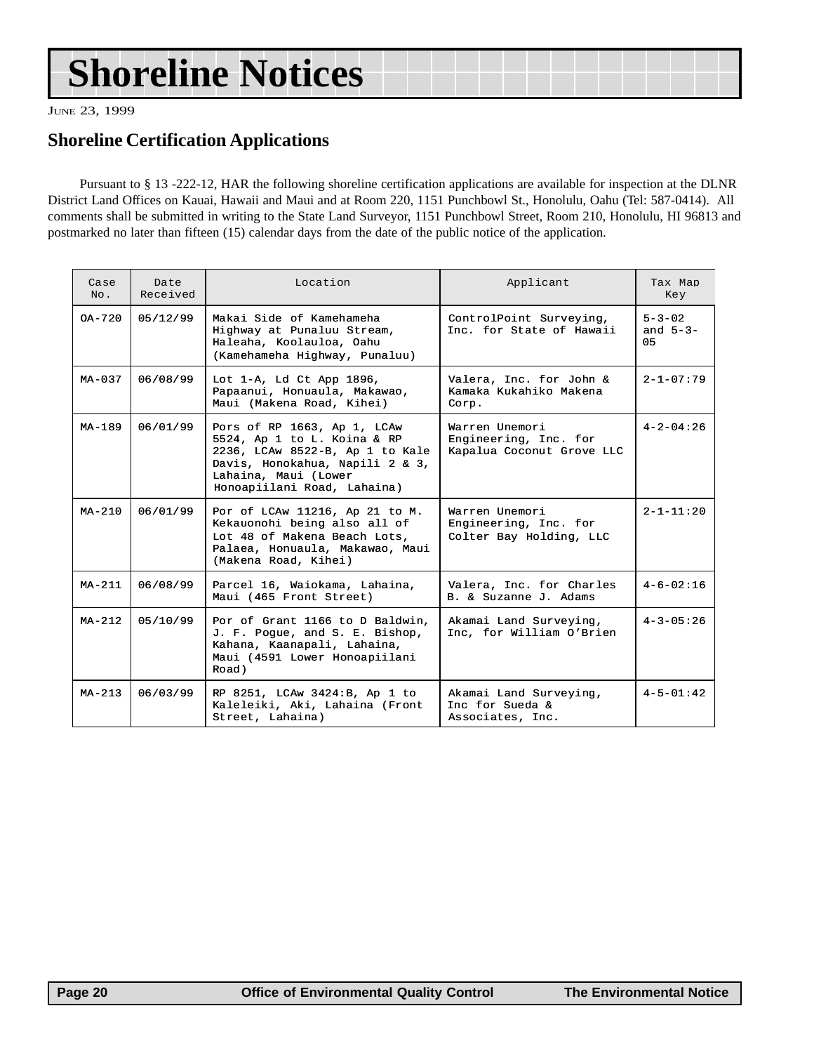# Shoreline Notices

JUNE 23, 1999

## Shoreline Certification Applications

Pursuant to § 13 -222-12, HAR the following shoreline certification applications are available for inspection at the DLNR District Land Offices on Kauai, Hawaii and Maui and at Room 220, 1151 Punchbowl St., Honolulu, Oahu (Tel: 587-0414). All comments shall be submitted in writing to the State Land Surveyor, 1151 Punchbowl Street, Room 210, Honolulu, HI 96813 and postmarked no later than fifteen (15) calendar days from the date of the public notice of the application.

| Case No. | Date Received | Location | Applicant | Tax Map Key |
|---|---|---|---|---|
| OA-720 | 05/12/99 | Makai Side of Kamehameha Highway at Punaluu Stream, Haleaha, Koolauloa, Oahu (Kamehameha Highway, Punaluu) | ControlPoint Surveying, Inc. for State of Hawaii | 5-3-02 and 5-3-05 |
| MA-037 | 06/08/99 | Lot 1-A, Ld Ct App 1896, Papaanui, Honuaula, Makawao, Maui (Makena Road, Kihei) | Valera, Inc. for John & Kamaka Kukahiko Makena Corp. | 2-1-07:79 |
| MA-189 | 06/01/99 | Pors of RP 1663, Ap 1, LCAw 5524, Ap 1 to L. Koina & RP 2236, LCAw 8522-B, Ap 1 to Kale Davis, Honokahua, Napili 2 & 3, Lahaina, Maui (Lower Honoapiilani Road, Lahaina) | Warren Unemori Engineering, Inc. for Kapalua Coconut Grove LLC | 4-2-04:26 |
| MA-210 | 06/01/99 | Por of LCAw 11216, Ap 21 to M. Kekauonohi being also all of Lot 48 of Makena Beach Lots, Palaea, Honuaula, Makawao, Maui (Makena Road, Kihei) | Warren Unemori Engineering, Inc. for Colter Bay Holding, LLC | 2-1-11:20 |
| MA-211 | 06/08/99 | Parcel 16, Waiokama, Lahaina, Maui (465 Front Street) | Valera, Inc. for Charles B. & Suzanne J. Adams | 4-6-02:16 |
| MA-212 | 05/10/99 | Por of Grant 1166 to D Baldwin, J. F. Pogue, and S. E. Bishop, Kahana, Kaanapali, Lahaina, Maui (4591 Lower Honoapiilani Road) | Akamai Land Surveying, Inc, for William O'Brien | 4-3-05:26 |
| MA-213 | 06/03/99 | RP 8251, LCAw 3424:B, Ap 1 to Kaleleiki, Aki, Lahaina (Front Street, Lahaina) | Akamai Land Surveying, Inc for Sueda & Associates, Inc. | 4-5-01:42 |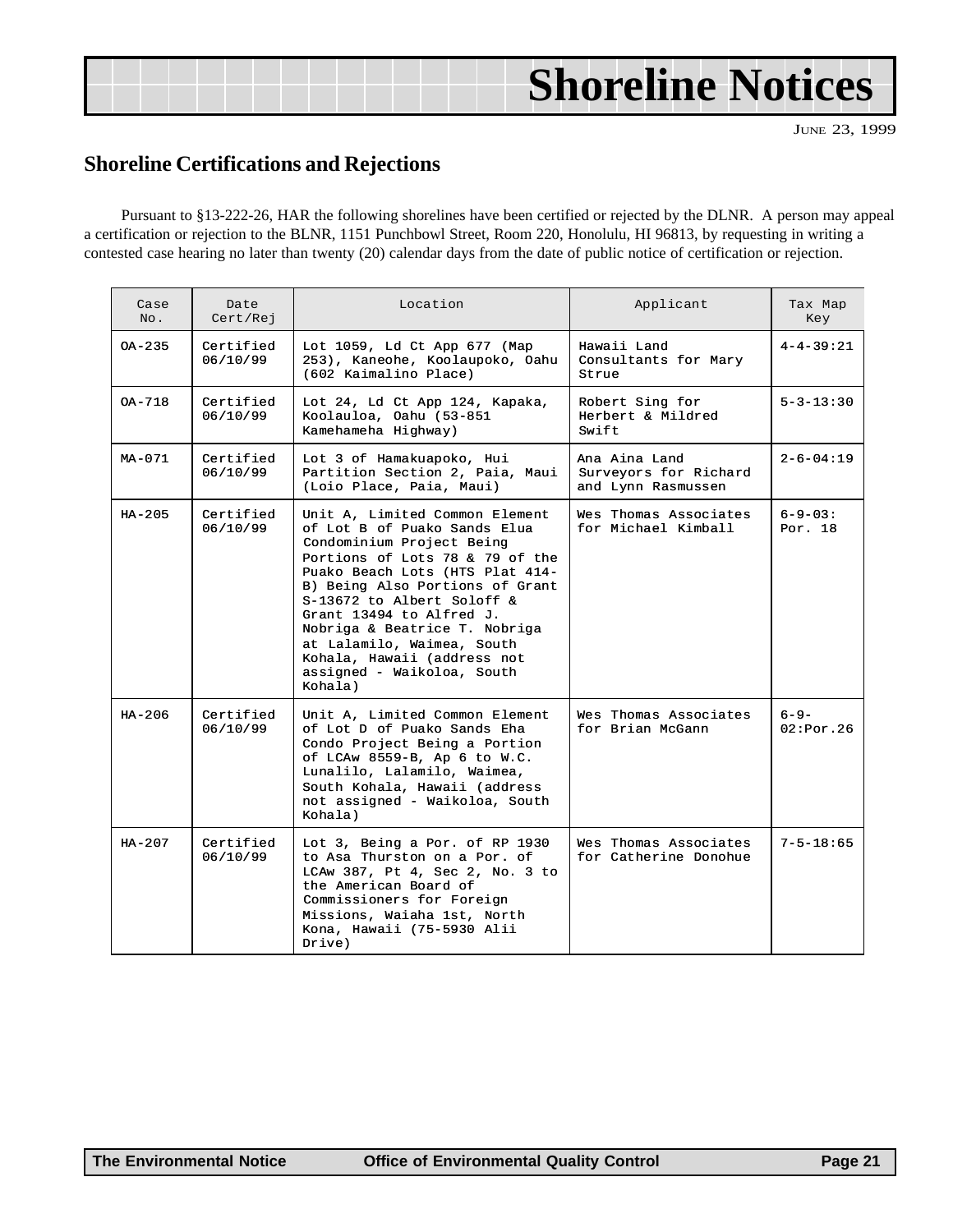# Shoreline Notices

JUNE 23, 1999

## Shoreline Certifications and Rejections

Pursuant to §13-222-26, HAR the following shorelines have been certified or rejected by the DLNR. A person may appeal a certification or rejection to the BLNR, 1151 Punchbowl Street, Room 220, Honolulu, HI 96813, by requesting in writing a contested case hearing no later than twenty (20) calendar days from the date of public notice of certification or rejection.

| Case No. | Date Cert/Rej | Location | Applicant | Tax Map Key |
|---|---|---|---|---|
| OA-235 | Certified 06/10/99 | Lot 1059, Ld Ct App 677 (Map 253), Kaneohe, Koolaupoko, Oahu (602 Kaimalino Place) | Hawaii Land Consultants for Mary Strue | 4-4-39:21 |
| OA-718 | Certified 06/10/99 | Lot 24, Ld Ct App 124, Kapaka, Koolauloa, Oahu (53-851 Kamehameha Highway) | Robert Sing for Herbert & Mildred Swift | 5-3-13:30 |
| MA-071 | Certified 06/10/99 | Lot 3 of Hamakuapoko, Hui Partition Section 2, Paia, Maui (Loio Place, Paia, Maui) | Ana Aina Land Surveyors for Richard and Lynn Rasmussen | 2-6-04:19 |
| HA-205 | Certified 06/10/99 | Unit A, Limited Common Element of Lot B of Puako Sands Elua Condominium Project Being Portions of Lots 78 & 79 of the Puako Beach Lots (HTS Plat 414-B) Being Also Portions of Grant S-13672 to Albert Soloff & Grant 13494 to Alfred J. Nobriga & Beatrice T. Nobriga at Lalamilo, Waimea, South Kohala, Hawaii (address not assigned - Waikoloa, South Kohala) | Wes Thomas Associates for Michael Kimball | 6-9-03: Por. 18 |
| HA-206 | Certified 06/10/99 | Unit A, Limited Common Element of Lot D of Puako Sands Eha Condo Project Being a Portion of LCAw 8559-B, Ap 6 to W.C. Lunalilo, Lalamilo, Waimea, South Kohala, Hawaii (address not assigned - Waikoloa, South Kohala) | Wes Thomas Associates for Brian McGann | 6-9-02:Por.26 |
| HA-207 | Certified 06/10/99 | Lot 3, Being a Por. of RP 1930 to Asa Thurston on a Por. of LCAw 387, Pt 4, Sec 2, No. 3 to the American Board of Commissioners for Foreign Missions, Waiaha 1st, North Kona, Hawaii (75-5930 Alii Drive) | Wes Thomas Associates for Catherine Donohue | 7-5-18:65 |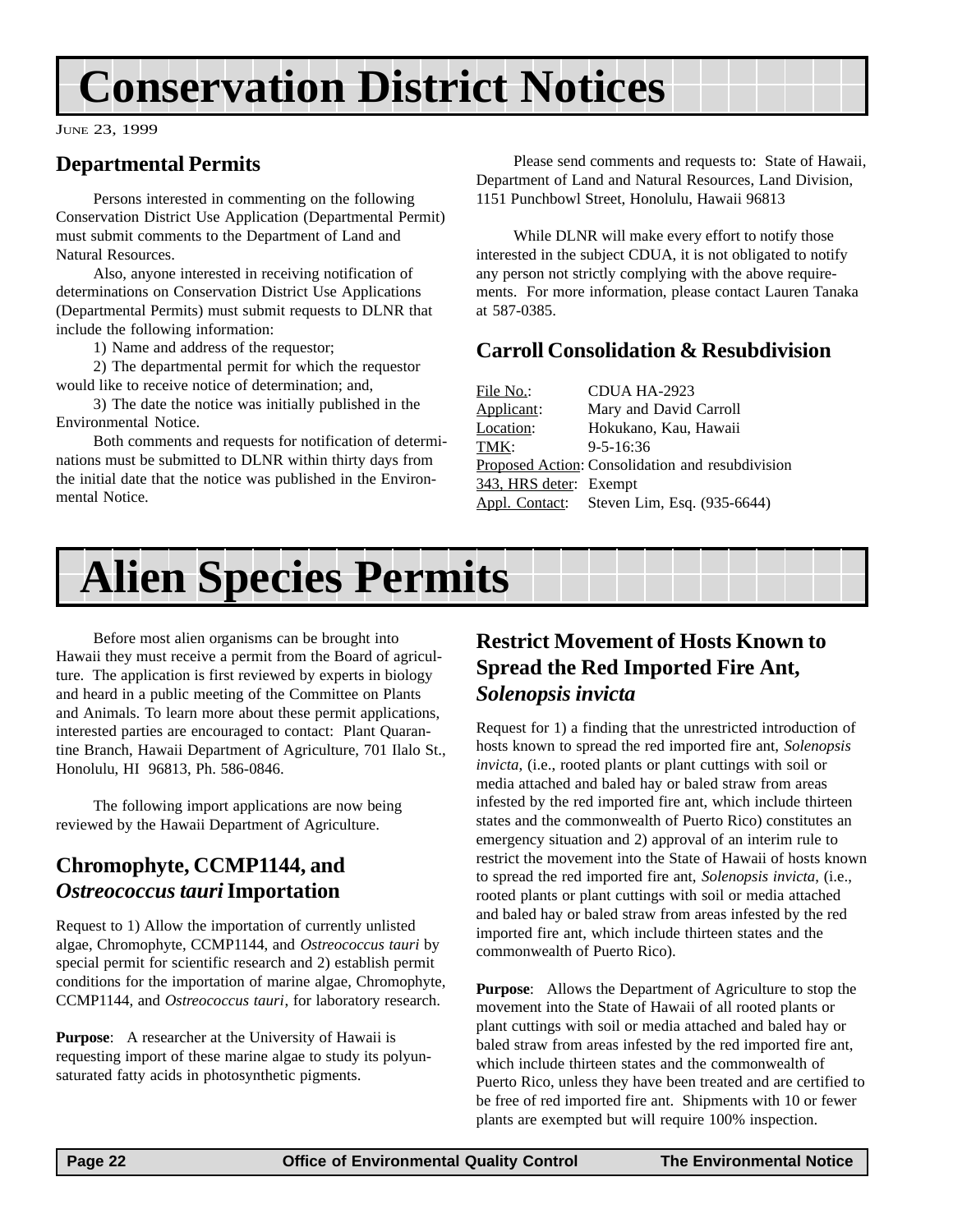# Conservation District Notices

JUNE 23, 1999

## Departmental Permits

Persons interested in commenting on the following Conservation District Use Application (Departmental Permit) must submit comments to the Department of Land and Natural Resources.

Also, anyone interested in receiving notification of determinations on Conservation District Use Applications (Departmental Permits) must submit requests to DLNR that include the following information:

1) Name and address of the requestor;

2) The departmental permit for which the requestor would like to receive notice of determination; and,

3) The date the notice was initially published in the Environmental Notice.

Both comments and requests for notification of determinations must be submitted to DLNR within thirty days from the initial date that the notice was published in the Environmental Notice.

Please send comments and requests to: State of Hawaii, Department of Land and Natural Resources, Land Division, 1151 Punchbowl Street, Honolulu, Hawaii 96813

While DLNR will make every effort to notify those interested in the subject CDUA, it is not obligated to notify any person not strictly complying with the above requirements. For more information, please contact Lauren Tanaka at 587-0385.

## Carroll Consolidation & Resubdivision

File No.: CDUA HA-2923
Applicant: Mary and David Carroll
Location: Hokukano, Kau, Hawaii
TMK: 9-5-16:36
Proposed Action: Consolidation and resubdivision
343, HRS deter: Exempt
Appl. Contact: Steven Lim, Esq. (935-6644)

# Alien Species Permits

Before most alien organisms can be brought into Hawaii they must receive a permit from the Board of agriculture. The application is first reviewed by experts in biology and heard in a public meeting of the Committee on Plants and Animals. To learn more about these permit applications, interested parties are encouraged to contact: Plant Quarantine Branch, Hawaii Department of Agriculture, 701 Ilalo St., Honolulu, HI 96813, Ph. 586-0846.

The following import applications are now being reviewed by the Hawaii Department of Agriculture.

## Chromophyte, CCMP1144, and *Ostreococcus tauri* Importation

Request to 1) Allow the importation of currently unlisted algae, Chromophyte, CCMP1144, and *Ostreococcus tauri* by special permit for scientific research and 2) establish permit conditions for the importation of marine algae, Chromophyte, CCMP1144, and *Ostreococcus tauri*, for laboratory research.

**Purpose**: A researcher at the University of Hawaii is requesting import of these marine algae to study its polyunsaturated fatty acids in photosynthetic pigments.

## Restrict Movement of Hosts Known to Spread the Red Imported Fire Ant, *Solenopsis invicta*

Request for 1) a finding that the unrestricted introduction of hosts known to spread the red imported fire ant, *Solenopsis invicta*, (i.e., rooted plants or plant cuttings with soil or media attached and baled hay or baled straw from areas infested by the red imported fire ant, which include thirteen states and the commonwealth of Puerto Rico) constitutes an emergency situation and 2) approval of an interim rule to restrict the movement into the State of Hawaii of hosts known to spread the red imported fire ant, *Solenopsis invicta*, (i.e., rooted plants or plant cuttings with soil or media attached and baled hay or baled straw from areas infested by the red imported fire ant, which include thirteen states and the commonwealth of Puerto Rico).

**Purpose**: Allows the Department of Agriculture to stop the movement into the State of Hawaii of all rooted plants or plant cuttings with soil or media attached and baled hay or baled straw from areas infested by the red imported fire ant, which include thirteen states and the commonwealth of Puerto Rico, unless they have been treated and are certified to be free of red imported fire ant. Shipments with 10 or fewer plants are exempted but will require 100% inspection.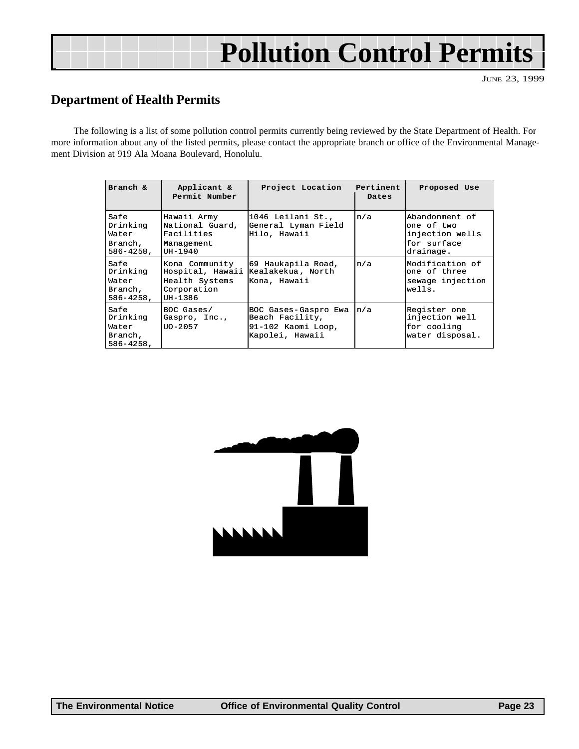# Pollution Control Permits

JUNE 23, 1999

## Department of Health Permits

The following is a list of some pollution control permits currently being reviewed by the State Department of Health. For more information about any of the listed permits, please contact the appropriate branch or office of the Environmental Management Division at 919 Ala Moana Boulevard, Honolulu.

| Branch & | Applicant & Permit Number | Project Location | Pertinent Dates | Proposed Use |
|---|---|---|---|---|
| Safe Drinking Water Branch, 586-4258, | Hawaii Army National Guard, Facilities Management UH-1940 | 1046 Leilani St., General Lyman Field Hilo, Hawaii | n/a | Abandonment of one of two injection wells for surface drainage. |
| Safe Drinking Water Branch, 586-4258, | Kona Community Hospital, Hawaii Health Systems Corporation UH-1386 | 69 Haukapila Road, Kealakekua, North Kona, Hawaii | n/a | Modification of one of three sewage injection wells. |
| Safe Drinking Water Branch, 586-4258, | BOC Gases/ Gaspro, Inc., UO-2057 | BOC Gases-Gaspro Ewa Beach Facility, 91-102 Kaomi Loop, Kapolei, Hawaii | n/a | Register one injection well for cooling water disposal. |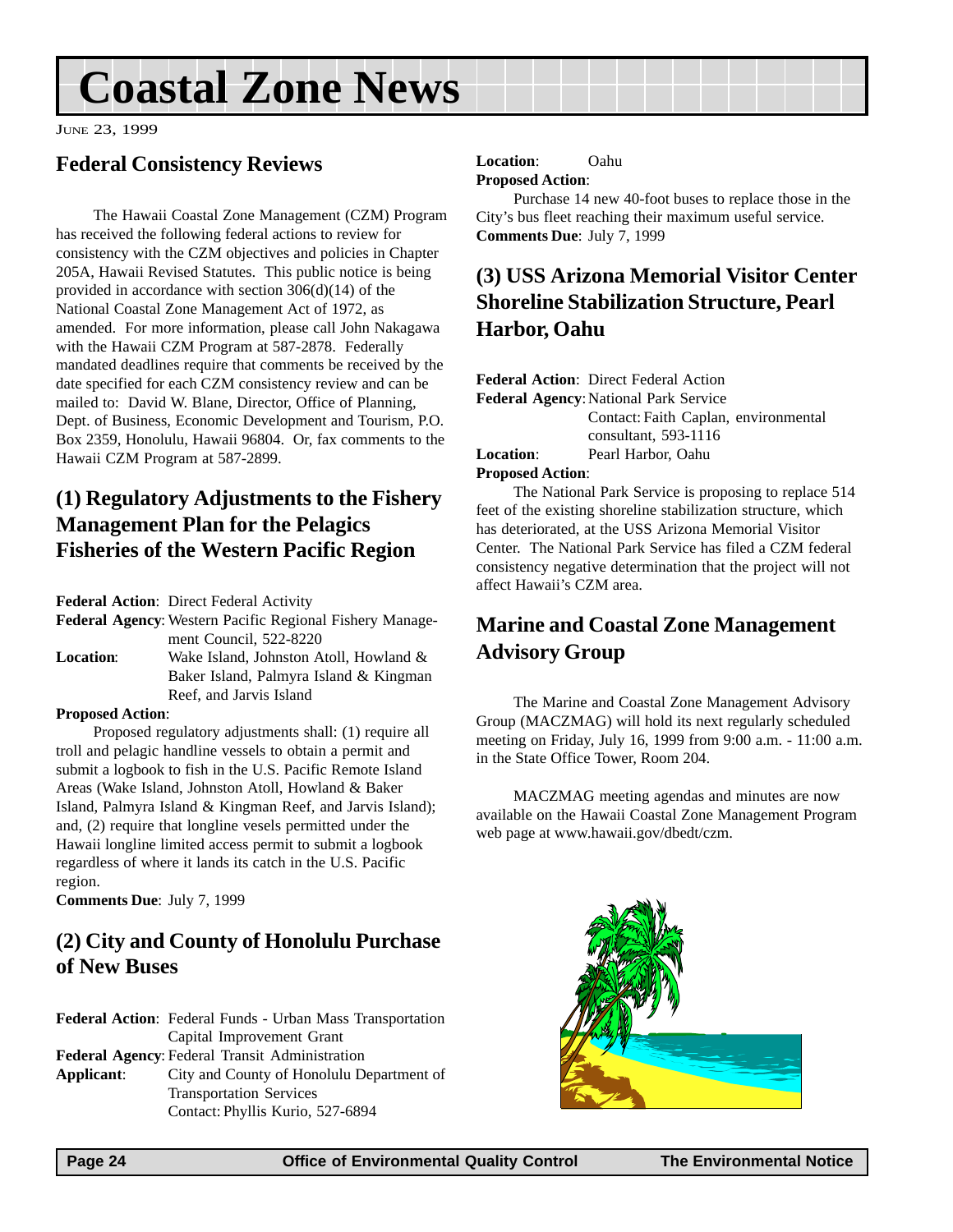# Coastal Zone News

June 23, 1999

## Federal Consistency Reviews

The Hawaii Coastal Zone Management (CZM) Program has received the following federal actions to review for consistency with the CZM objectives and policies in Chapter 205A, Hawaii Revised Statutes. This public notice is being provided in accordance with section 306(d)(14) of the National Coastal Zone Management Act of 1972, as amended. For more information, please call John Nakagawa with the Hawaii CZM Program at 587-2878. Federally mandated deadlines require that comments be received by the date specified for each CZM consistency review and can be mailed to: David W. Blane, Director, Office of Planning, Dept. of Business, Economic Development and Tourism, P.O. Box 2359, Honolulu, Hawaii 96804. Or, fax comments to the Hawaii CZM Program at 587-2899.

### (1) Regulatory Adjustments to the Fishery Management Plan for the Pelagics Fisheries of the Western Pacific Region

**Federal Action**: Direct Federal Activity
**Federal Agency**: Western Pacific Regional Fishery Management Council, 522-8220
**Location**: Wake Island, Johnston Atoll, Howland & Baker Island, Palmyra Island & Kingman Reef, and Jarvis Island
**Proposed Action**:

Proposed regulatory adjustments shall: (1) require all troll and pelagic handline vessels to obtain a permit and submit a logbook to fish in the U.S. Pacific Remote Island Areas (Wake Island, Johnston Atoll, Howland & Baker Island, Palmyra Island & Kingman Reef, and Jarvis Island); and, (2) require that longline vesels permitted under the Hawaii longline limited access permit to submit a logbook regardless of where it lands its catch in the U.S. Pacific region.

**Comments Due**: July 7, 1999

### (2) City and County of Honolulu Purchase of New Buses

**Federal Action**: Federal Funds - Urban Mass Transportation Capital Improvement Grant
**Federal Agency**: Federal Transit Administration
**Applicant**: City and County of Honolulu Department of Transportation Services
Contact: Phyllis Kurio, 527-6894
**Location**: Oahu
**Proposed Action**:

Purchase 14 new 40-foot buses to replace those in the City's bus fleet reaching their maximum useful service.

**Comments Due**: July 7, 1999

### (3) USS Arizona Memorial Visitor Center Shoreline Stabilization Structure, Pearl Harbor, Oahu

**Federal Action**: Direct Federal Action
**Federal Agency**: National Park Service
Contact: Faith Caplan, environmental consultant, 593-1116
**Location**: Pearl Harbor, Oahu
**Proposed Action**:

The National Park Service is proposing to replace 514 feet of the existing shoreline stabilization structure, which has deteriorated, at the USS Arizona Memorial Visitor Center. The National Park Service has filed a CZM federal consistency negative determination that the project will not affect Hawaii's CZM area.

## Marine and Coastal Zone Management Advisory Group

The Marine and Coastal Zone Management Advisory Group (MACZMAG) will hold its next regularly scheduled meeting on Friday, July 16, 1999 from 9:00 a.m. - 11:00 a.m. in the State Office Tower, Room 204.

MACZMAG meeting agendas and minutes are now available on the Hawaii Coastal Zone Management Program web page at www.hawaii.gov/dbedt/czm.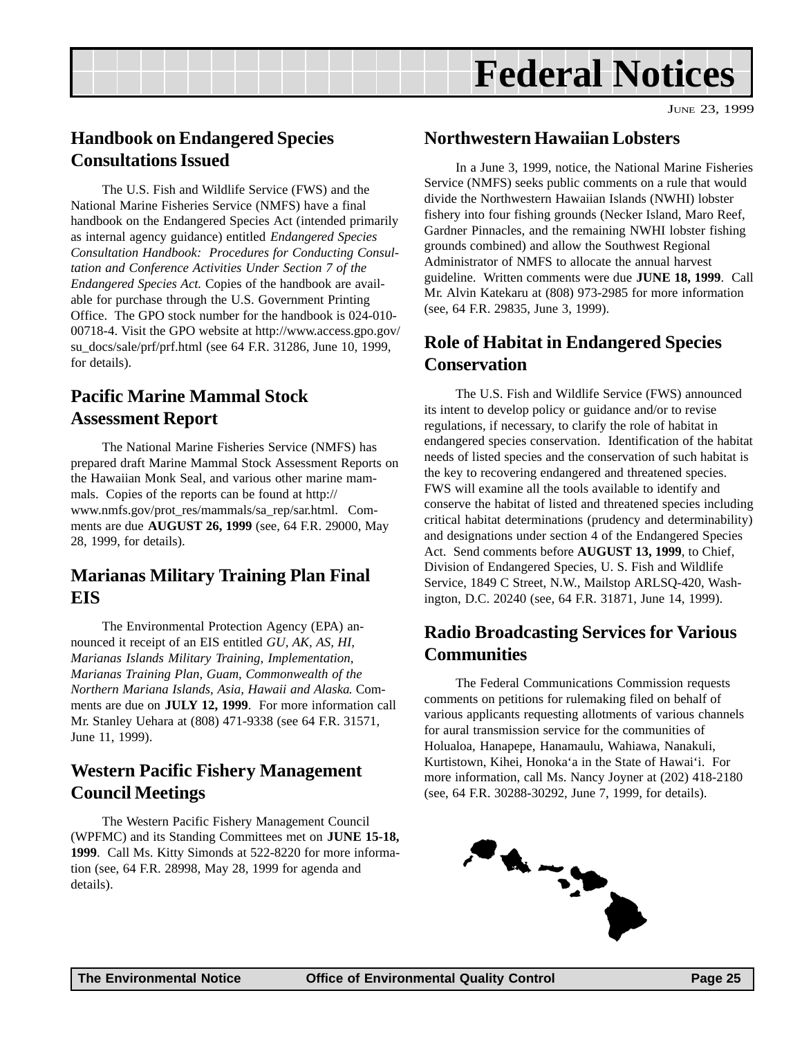# Federal Notices

JUNE 23, 1999

## Handbook on Endangered Species Consultations Issued

The U.S. Fish and Wildlife Service (FWS) and the National Marine Fisheries Service (NMFS) have a final handbook on the Endangered Species Act (intended primarily as internal agency guidance) entitled *Endangered Species Consultation Handbook: Procedures for Conducting Consultation and Conference Activities Under Section 7 of the Endangered Species Act.* Copies of the handbook are available for purchase through the U.S. Government Printing Office. The GPO stock number for the handbook is 024-010-00718-4. Visit the GPO website at http://www.access.gpo.gov/su_docs/sale/prf/prf.html (see 64 F.R. 31286, June 10, 1999, for details).

## Pacific Marine Mammal Stock Assessment Report

The National Marine Fisheries Service (NMFS) has prepared draft Marine Mammal Stock Assessment Reports on the Hawaiian Monk Seal, and various other marine mammals. Copies of the reports can be found at http://www.nmfs.gov/prot_res/mammals/sa_rep/sar.html. Comments are due **AUGUST 26, 1999** (see, 64 F.R. 29000, May 28, 1999, for details).

## Marianas Military Training Plan Final EIS

The Environmental Protection Agency (EPA) announced it receipt of an EIS entitled *GU, AK, AS, HI, Marianas Islands Military Training, Implementation, Marianas Training Plan, Guam, Commonwealth of the Northern Mariana Islands, Asia, Hawaii and Alaska.* Comments are due on **JULY 12, 1999**. For more information call Mr. Stanley Uehara at (808) 471-9338 (see 64 F.R. 31571, June 11, 1999).

## Western Pacific Fishery Management Council Meetings

The Western Pacific Fishery Management Council (WPFMC) and its Standing Committees met on **JUNE 15-18, 1999**. Call Ms. Kitty Simonds at 522-8220 for more information (see, 64 F.R. 28998, May 28, 1999 for agenda and details).

## Northwestern Hawaiian Lobsters

In a June 3, 1999, notice, the National Marine Fisheries Service (NMFS) seeks public comments on a rule that would divide the Northwestern Hawaiian Islands (NWHI) lobster fishery into four fishing grounds (Necker Island, Maro Reef, Gardner Pinnacles, and the remaining NWHI lobster fishing grounds combined) and allow the Southwest Regional Administrator of NMFS to allocate the annual harvest guideline. Written comments were due **JUNE 18, 1999**. Call Mr. Alvin Katekaru at (808) 973-2985 for more information (see, 64 F.R. 29835, June 3, 1999).

## Role of Habitat in Endangered Species Conservation

The U.S. Fish and Wildlife Service (FWS) announced its intent to develop policy or guidance and/or to revise regulations, if necessary, to clarify the role of habitat in endangered species conservation. Identification of the habitat needs of listed species and the conservation of such habitat is the key to recovering endangered and threatened species. FWS will examine all the tools available to identify and conserve the habitat of listed and threatened species including critical habitat determinations (prudency and determinability) and designations under section 4 of the Endangered Species Act. Send comments before **AUGUST 13, 1999**, to Chief, Division of Endangered Species, U. S. Fish and Wildlife Service, 1849 C Street, N.W., Mailstop ARLSQ-420, Washington, D.C. 20240 (see, 64 F.R. 31871, June 14, 1999).

## Radio Broadcasting Services for Various Communities

The Federal Communications Commission requests comments on petitions for rulemaking filed on behalf of various applicants requesting allotments of various channels for aural transmission service for the communities of Holualoa, Hanapepe, Hanamaulu, Wahiawa, Nanakuli, Kurtistown, Kihei, Honoka'a in the State of Hawai'i. For more information, call Ms. Nancy Joyner at (202) 418-2180 (see, 64 F.R. 30288-30292, June 7, 1999, for details).